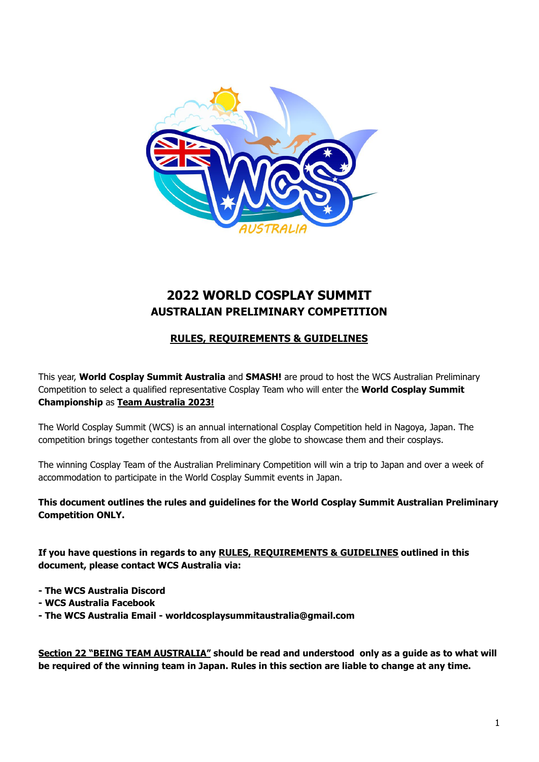# 2022 WORLD COSPLAY SUMMIT
## AUSTRALIAN PRELIMINARY COMPETITION

### RULES, REQUIREMENTS & GUIDELINES

This year, **World Cosplay Summit Australia** and **SMASH!** are proud to host the WCS Australian Preliminary Competition to select a qualified representative Cosplay Team who will enter the **World Cosplay Summit Championship** as **Team Australia 2023!**

The World Cosplay Summit (WCS) is an annual international Cosplay Competition held in Nagoya, Japan. The competition brings together contestants from all over the globe to showcase them and their cosplays.

The winning Cosplay Team of the Australian Preliminary Competition will win a trip to Japan and over a week of accommodation to participate in the World Cosplay Summit events in Japan.

**This document outlines the rules and guidelines for the World Cosplay Summit Australian Preliminary Competition ONLY.**

**If you have questions in regards to any RULES, REQUIREMENTS & GUIDELINES outlined in this document, please contact WCS Australia via:**

- **The WCS Australia Discord**
- **WCS Australia Facebook**
- **The WCS Australia Email - worldcosplaysummitaustralia@gmail.com**

**Section 22 "BEING TEAM AUSTRALIA" should be read and understood only as a guide as to what will be required of the winning team in Japan. Rules in this section are liable to change at any time.**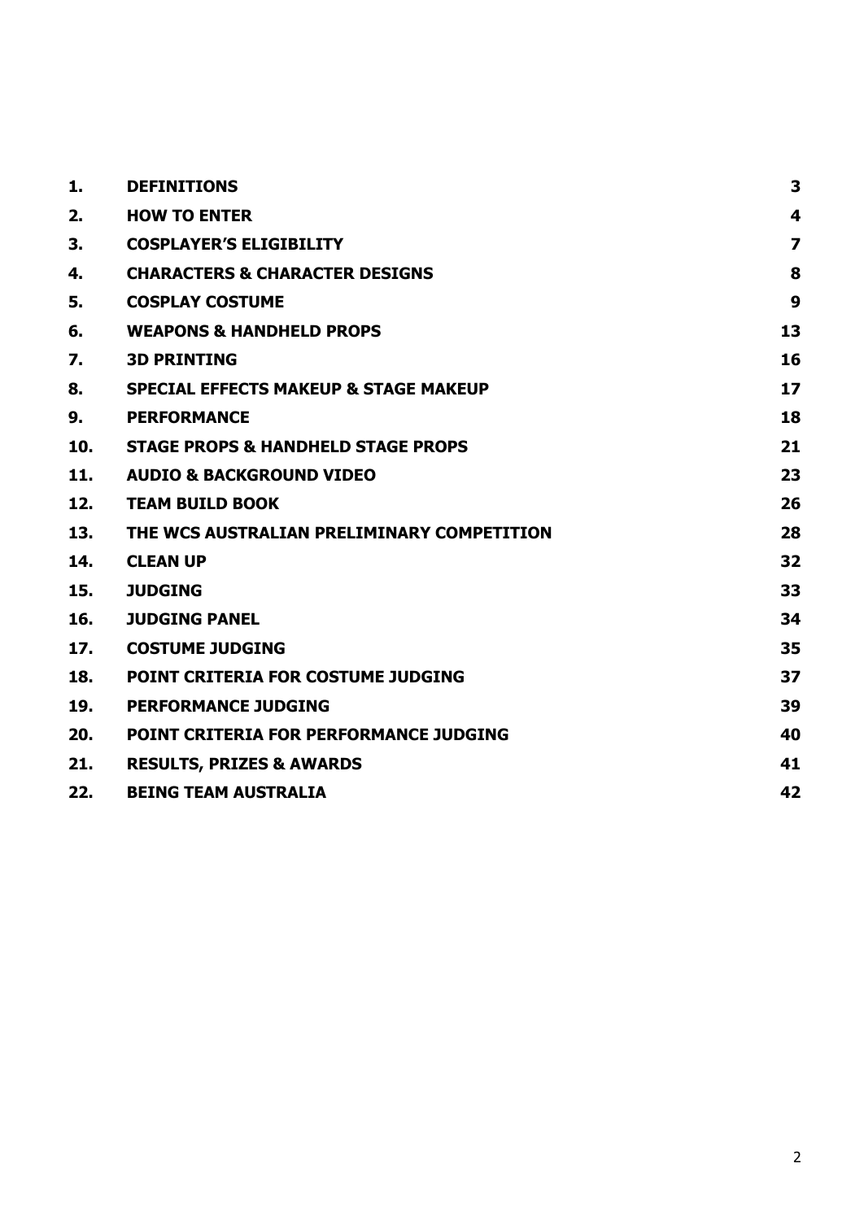| | | |
|---|---|---|
| **1.** | **DEFINITIONS** | **3** |
| **2.** | **HOW TO ENTER** | **4** |
| **3.** | **COSPLAYER'S ELIGIBILITY** | **7** |
| **4.** | **CHARACTERS & CHARACTER DESIGNS** | **8** |
| **5.** | **COSPLAY COSTUME** | **9** |
| **6.** | **WEAPONS & HANDHELD PROPS** | **13** |
| **7.** | **3D PRINTING** | **16** |
| **8.** | **SPECIAL EFFECTS MAKEUP & STAGE MAKEUP** | **17** |
| **9.** | **PERFORMANCE** | **18** |
| **10.** | **STAGE PROPS & HANDHELD STAGE PROPS** | **21** |
| **11.** | **AUDIO & BACKGROUND VIDEO** | **23** |
| **12.** | **TEAM BUILD BOOK** | **26** |
| **13.** | **THE WCS AUSTRALIAN PRELIMINARY COMPETITION** | **28** |
| **14.** | **CLEAN UP** | **32** |
| **15.** | **JUDGING** | **33** |
| **16.** | **JUDGING PANEL** | **34** |
| **17.** | **COSTUME JUDGING** | **35** |
| **18.** | **POINT CRITERIA FOR COSTUME JUDGING** | **37** |
| **19.** | **PERFORMANCE JUDGING** | **39** |
| **20.** | **POINT CRITERIA FOR PERFORMANCE JUDGING** | **40** |
| **21.** | **RESULTS, PRIZES & AWARDS** | **41** |
| **22.** | **BEING TEAM AUSTRALIA** | **42** |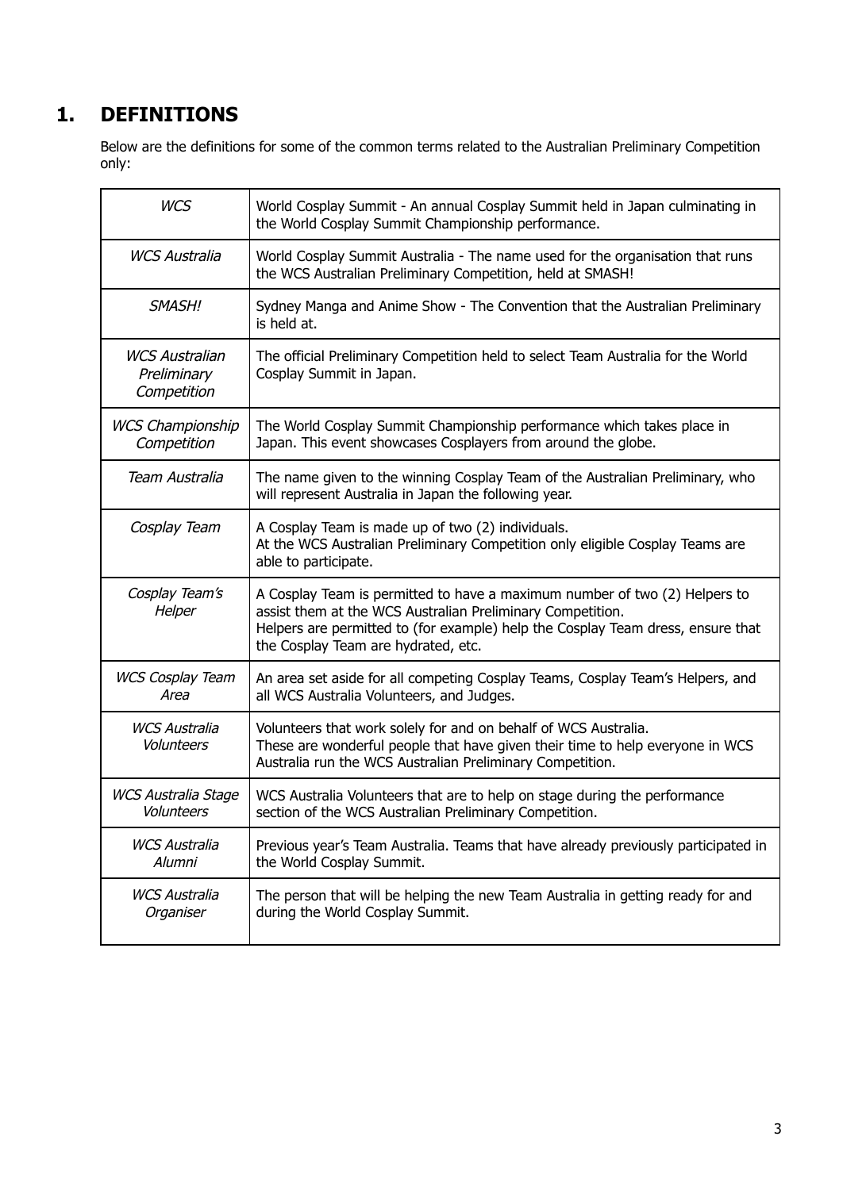# 1. DEFINITIONS

Below are the definitions for some of the common terms related to the Australian Preliminary Competition only:

| Term | Definition |
|---|---|
| *WCS* | World Cosplay Summit - An annual Cosplay Summit held in Japan culminating in the World Cosplay Summit Championship performance. |
| *WCS Australia* | World Cosplay Summit Australia - The name used for the organisation that runs the WCS Australian Preliminary Competition, held at SMASH! |
| *SMASH!* | Sydney Manga and Anime Show - The Convention that the Australian Preliminary is held at. |
| *WCS Australian Preliminary Competition* | The official Preliminary Competition held to select Team Australia for the World Cosplay Summit in Japan. |
| *WCS Championship Competition* | The World Cosplay Summit Championship performance which takes place in Japan. This event showcases Cosplayers from around the globe. |
| *Team Australia* | The name given to the winning Cosplay Team of the Australian Preliminary, who will represent Australia in Japan the following year. |
| *Cosplay Team* | A Cosplay Team is made up of two (2) individuals. At the WCS Australian Preliminary Competition only eligible Cosplay Teams are able to participate. |
| *Cosplay Team's Helper* | A Cosplay Team is permitted to have a maximum number of two (2) Helpers to assist them at the WCS Australian Preliminary Competition. Helpers are permitted to (for example) help the Cosplay Team dress, ensure that the Cosplay Team are hydrated, etc. |
| *WCS Cosplay Team Area* | An area set aside for all competing Cosplay Teams, Cosplay Team's Helpers, and all WCS Australia Volunteers, and Judges. |
| *WCS Australia Volunteers* | Volunteers that work solely for and on behalf of WCS Australia. These are wonderful people that have given their time to help everyone in WCS Australia run the WCS Australian Preliminary Competition. |
| *WCS Australia Stage Volunteers* | WCS Australia Volunteers that are to help on stage during the performance section of the WCS Australian Preliminary Competition. |
| *WCS Australia Alumni* | Previous year's Team Australia. Teams that have already previously participated in the World Cosplay Summit. |
| *WCS Australia Organiser* | The person that will be helping the new Team Australia in getting ready for and during the World Cosplay Summit. |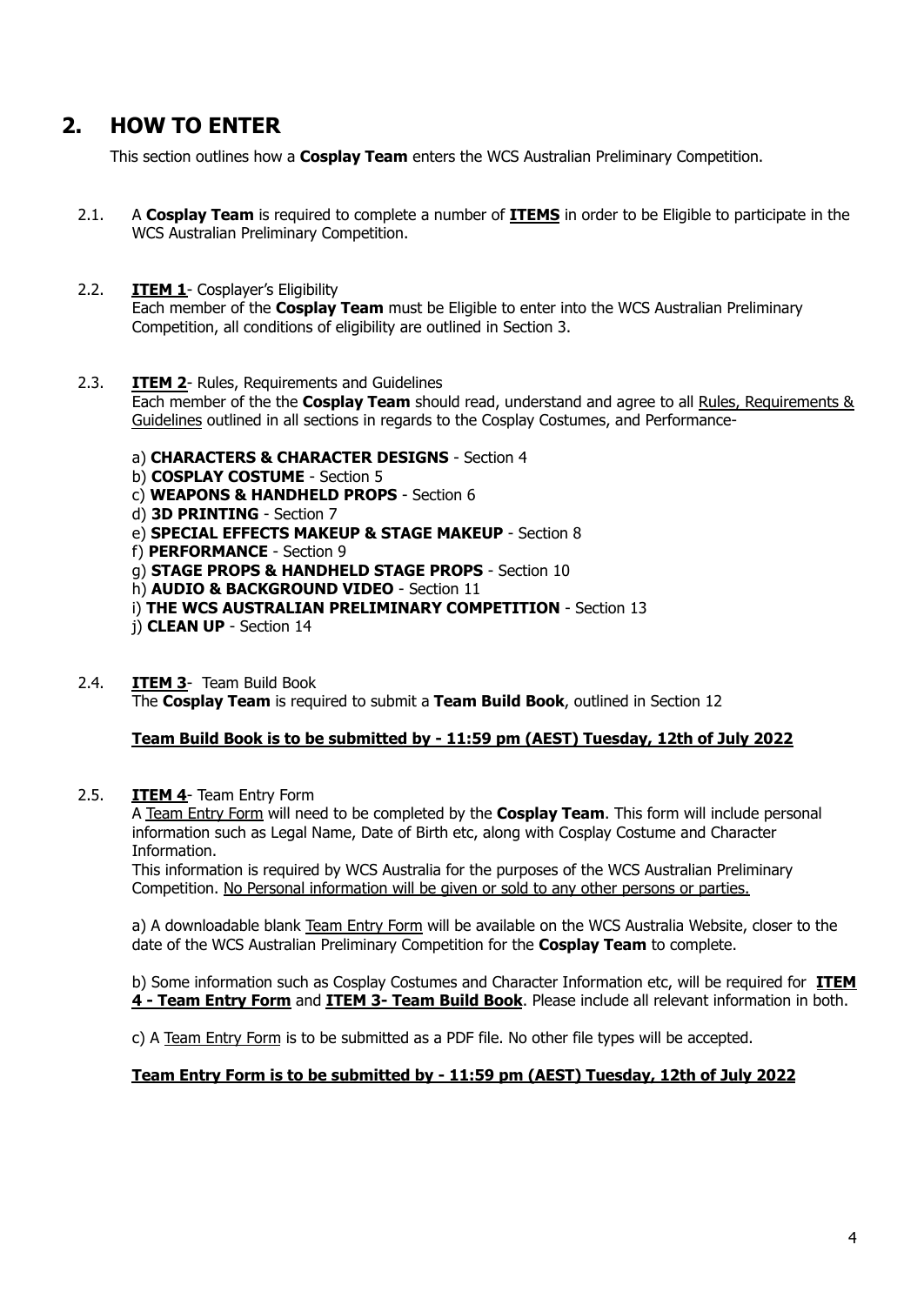## 2. HOW TO ENTER

This section outlines how a **Cosplay Team** enters the WCS Australian Preliminary Competition.

2.1. A **Cosplay Team** is required to complete a number of **ITEMS** in order to be Eligible to participate in the WCS Australian Preliminary Competition.

2.2. **ITEM 1**- Cosplayer's Eligibility
Each member of the **Cosplay Team** must be Eligible to enter into the WCS Australian Preliminary Competition, all conditions of eligibility are outlined in Section 3.

2.3. **ITEM 2**- Rules, Requirements and Guidelines
Each member of the the **Cosplay Team** should read, understand and agree to all Rules, Requirements & Guidelines outlined in all sections in regards to the Cosplay Costumes, and Performance-

a) **CHARACTERS & CHARACTER DESIGNS** - Section 4
b) **COSPLAY COSTUME** - Section 5
c) **WEAPONS & HANDHELD PROPS** - Section 6
d) **3D PRINTING** - Section 7
e) **SPECIAL EFFECTS MAKEUP & STAGE MAKEUP** - Section 8
f) **PERFORMANCE** - Section 9
g) **STAGE PROPS & HANDHELD STAGE PROPS** - Section 10
h) **AUDIO & BACKGROUND VIDEO** - Section 11
i) **THE WCS AUSTRALIAN PRELIMINARY COMPETITION** - Section 13
j) **CLEAN UP** - Section 14

2.4. **ITEM 3**- Team Build Book
The **Cosplay Team** is required to submit a **Team Build Book**, outlined in Section 12

**Team Build Book is to be submitted by - 11:59 pm (AEST) Tuesday, 12th of July 2022**

2.5. **ITEM 4**- Team Entry Form
A Team Entry Form will need to be completed by the **Cosplay Team**. This form will include personal information such as Legal Name, Date of Birth etc, along with Cosplay Costume and Character Information.
This information is required by WCS Australia for the purposes of the WCS Australian Preliminary Competition. No Personal information will be given or sold to any other persons or parties.

a) A downloadable blank Team Entry Form will be available on the WCS Australia Website, closer to the date of the WCS Australian Preliminary Competition for the **Cosplay Team** to complete.

b) Some information such as Cosplay Costumes and Character Information etc, will be required for **ITEM 4 - Team Entry Form** and **ITEM 3- Team Build Book**. Please include all relevant information in both.

c) A Team Entry Form is to be submitted as a PDF file. No other file types will be accepted.

**Team Entry Form is to be submitted by - 11:59 pm (AEST) Tuesday, 12th of July 2022**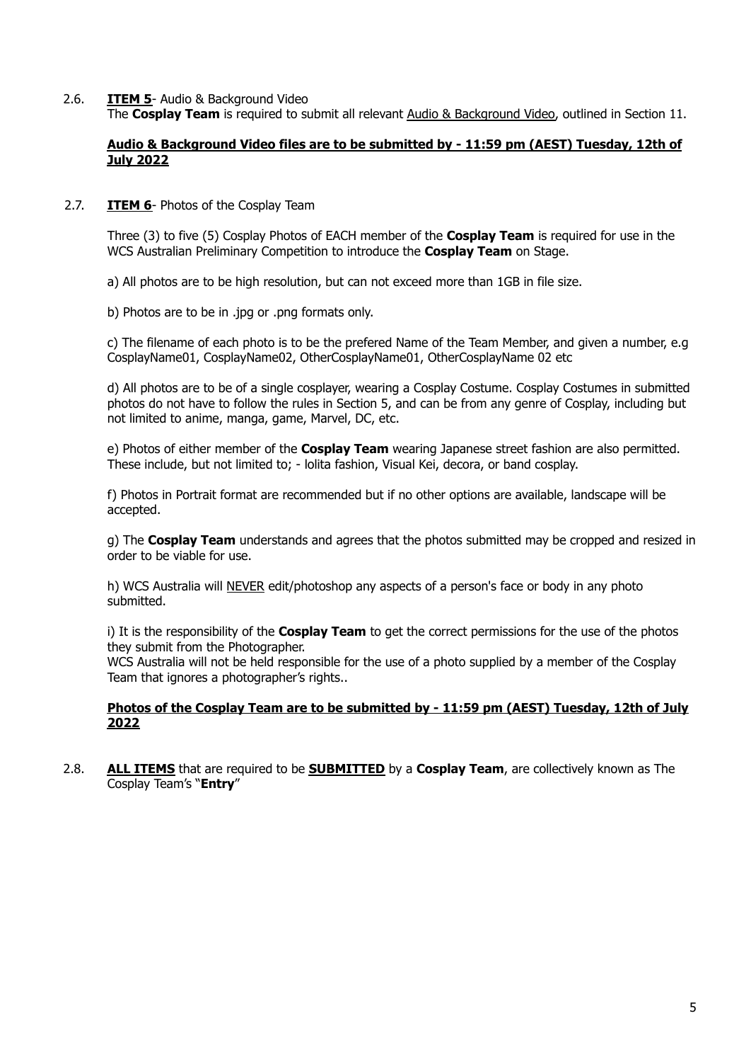2.6. **ITEM 5**- Audio & Background Video

The **Cosplay Team** is required to submit all relevant Audio & Background Video, outlined in Section 11.

**Audio & Background Video files are to be submitted by - 11:59 pm (AEST) Tuesday, 12th of July 2022**

2.7. **ITEM 6**- Photos of the Cosplay Team

Three (3) to five (5) Cosplay Photos of EACH member of the **Cosplay Team** is required for use in the WCS Australian Preliminary Competition to introduce the **Cosplay Team** on Stage.

a) All photos are to be high resolution, but can not exceed more than 1GB in file size.

b) Photos are to be in .jpg or .png formats only.

c) The filename of each photo is to be the prefered Name of the Team Member, and given a number, e.g CosplayName01, CosplayName02, OtherCosplayName01, OtherCosplayName 02 etc

d) All photos are to be of a single cosplayer, wearing a Cosplay Costume. Cosplay Costumes in submitted photos do not have to follow the rules in Section 5, and can be from any genre of Cosplay, including but not limited to anime, manga, game, Marvel, DC, etc.

e) Photos of either member of the **Cosplay Team** wearing Japanese street fashion are also permitted. These include, but not limited to; - lolita fashion, Visual Kei, decora, or band cosplay.

f) Photos in Portrait format are recommended but if no other options are available, landscape will be accepted.

g) The **Cosplay Team** understands and agrees that the photos submitted may be cropped and resized in order to be viable for use.

h) WCS Australia will NEVER edit/photoshop any aspects of a person's face or body in any photo submitted.

i) It is the responsibility of the **Cosplay Team** to get the correct permissions for the use of the photos they submit from the Photographer.
WCS Australia will not be held responsible for the use of a photo supplied by a member of the Cosplay Team that ignores a photographer's rights..

**Photos of the Cosplay Team are to be submitted by - 11:59 pm (AEST) Tuesday, 12th of July 2022**

2.8. **ALL ITEMS** that are required to be **SUBMITTED** by a **Cosplay Team**, are collectively known as The Cosplay Team's "**Entry**"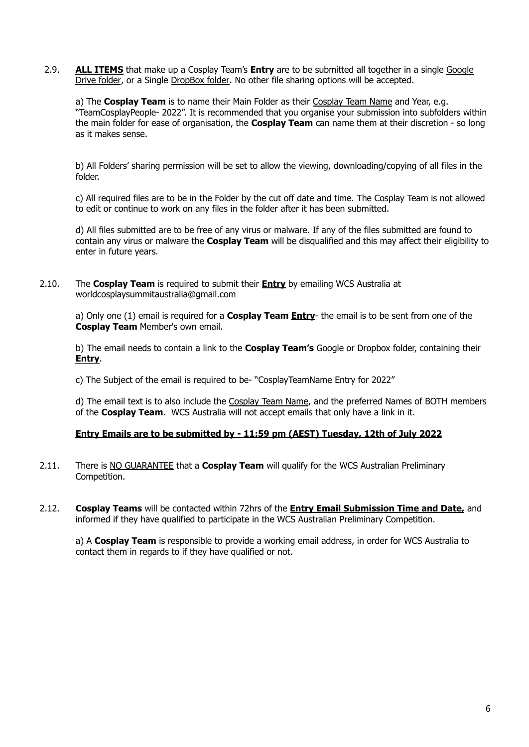2.9. **ALL ITEMS** that make up a Cosplay Team's **Entry** are to be submitted all together in a single Google Drive folder, or a Single DropBox folder. No other file sharing options will be accepted.

a) The **Cosplay Team** is to name their Main Folder as their Cosplay Team Name and Year, e.g. "TeamCosplayPeople- 2022". It is recommended that you organise your submission into subfolders within the main folder for ease of organisation, the **Cosplay Team** can name them at their discretion - so long as it makes sense.

b) All Folders' sharing permission will be set to allow the viewing, downloading/copying of all files in the folder.

c) All required files are to be in the Folder by the cut off date and time. The Cosplay Team is not allowed to edit or continue to work on any files in the folder after it has been submitted.

d) All files submitted are to be free of any virus or malware. If any of the files submitted are found to contain any virus or malware the **Cosplay Team** will be disqualified and this may affect their eligibility to enter in future years.

2.10. The **Cosplay Team** is required to submit their **Entry** by emailing WCS Australia at worldcosplaysummitaustralia@gmail.com

a) Only one (1) email is required for a **Cosplay Team Entry**- the email is to be sent from one of the **Cosplay Team** Member's own email.

b) The email needs to contain a link to the **Cosplay Team's** Google or Dropbox folder, containing their **Entry**.

c) The Subject of the email is required to be- "CosplayTeamName Entry for 2022"

d) The email text is to also include the Cosplay Team Name, and the preferred Names of BOTH members of the **Cosplay Team**. WCS Australia will not accept emails that only have a link in it.

**Entry Emails are to be submitted by - 11:59 pm (AEST) Tuesday, 12th of July 2022**

2.11. There is NO GUARANTEE that a **Cosplay Team** will qualify for the WCS Australian Preliminary Competition.

2.12. **Cosplay Teams** will be contacted within 72hrs of the **Entry Email Submission Time and Date,** and informed if they have qualified to participate in the WCS Australian Preliminary Competition.

a) A **Cosplay Team** is responsible to provide a working email address, in order for WCS Australia to contact them in regards to if they have qualified or not.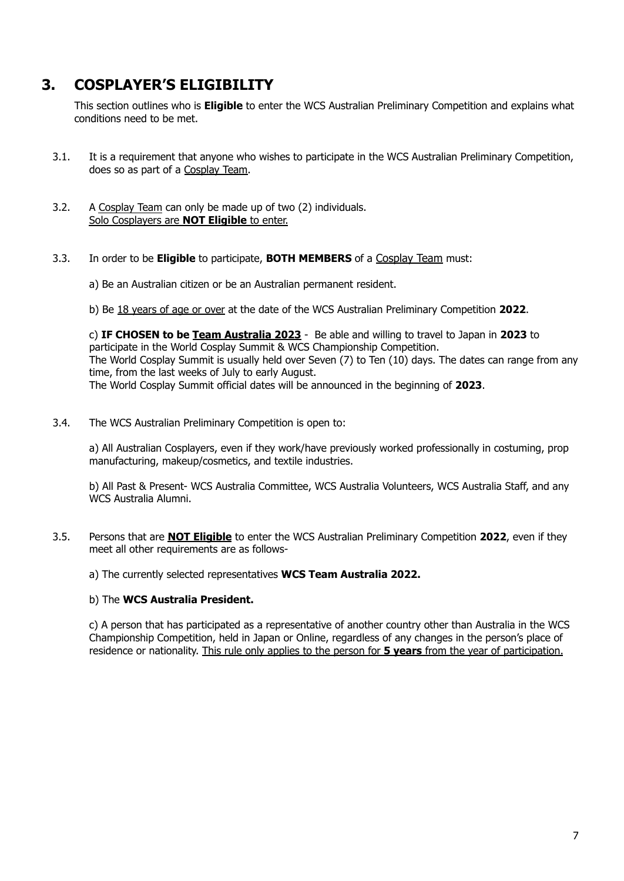# 3. COSPLAYER'S ELIGIBILITY

This section outlines who is **Eligible** to enter the WCS Australian Preliminary Competition and explains what conditions need to be met.

3.1. It is a requirement that anyone who wishes to participate in the WCS Australian Preliminary Competition, does so as part of a <u>Cosplay Team</u>.

3.2. A <u>Cosplay Team</u> can only be made up of two (2) individuals.
<u>Solo Cosplayers are **NOT Eligible** to enter.</u>

3.3. In order to be **Eligible** to participate, **BOTH MEMBERS** of a <u>Cosplay Team</u> must:

a) Be an Australian citizen or be an Australian permanent resident.

b) Be <u>18 years of age or over</u> at the date of the WCS Australian Preliminary Competition **2022**.

c) **IF CHOSEN to be <u>Team Australia 2023</u>** - Be able and willing to travel to Japan in **2023** to participate in the World Cosplay Summit & WCS Championship Competition.
The World Cosplay Summit is usually held over Seven (7) to Ten (10) days. The dates can range from any time, from the last weeks of July to early August.
The World Cosplay Summit official dates will be announced in the beginning of **2023**.

3.4. The WCS Australian Preliminary Competition is open to:

a) All Australian Cosplayers, even if they work/have previously worked professionally in costuming, prop manufacturing, makeup/cosmetics, and textile industries.

b) All Past & Present- WCS Australia Committee, WCS Australia Volunteers, WCS Australia Staff, and any WCS Australia Alumni.

3.5. Persons that are **<u>NOT Eligible</u>** to enter the WCS Australian Preliminary Competition **2022**, even if they meet all other requirements are as follows-

a) The currently selected representatives **WCS Team Australia 2022.**

b) The **WCS Australia President.**

c) A person that has participated as a representative of another country other than Australia in the WCS Championship Competition, held in Japan or Online, regardless of any changes in the person's place of residence or nationality. <u>This rule only applies to the person for **5 years** from the year of participation.</u>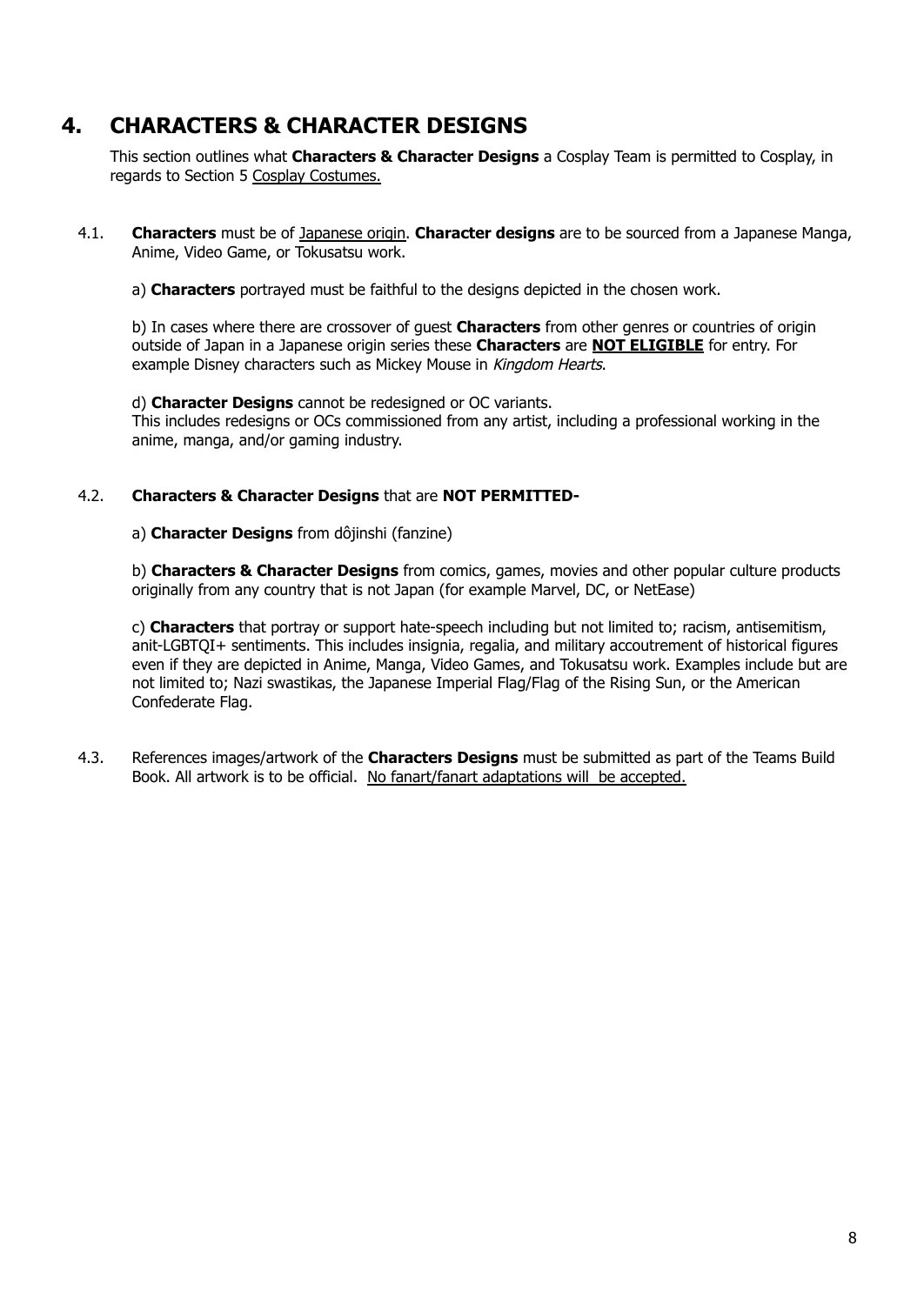# 4. CHARACTERS & CHARACTER DESIGNS

This section outlines what **Characters & Character Designs** a Cosplay Team is permitted to Cosplay, in regards to Section 5 Cosplay Costumes.

4.1. **Characters** must be of Japanese origin. **Character designs** are to be sourced from a Japanese Manga, Anime, Video Game, or Tokusatsu work.

a) **Characters** portrayed must be faithful to the designs depicted in the chosen work.

b) In cases where there are crossover of guest **Characters** from other genres or countries of origin outside of Japan in a Japanese origin series these **Characters** are **NOT ELIGIBLE** for entry. For example Disney characters such as Mickey Mouse in *Kingdom Hearts*.

d) **Character Designs** cannot be redesigned or OC variants.
This includes redesigns or OCs commissioned from any artist, including a professional working in the anime, manga, and/or gaming industry.

4.2. **Characters & Character Designs** that are **NOT PERMITTED-**

a) **Character Designs** from dôjinshi (fanzine)

b) **Characters & Character Designs** from comics, games, movies and other popular culture products originally from any country that is not Japan (for example Marvel, DC, or NetEase)

c) **Characters** that portray or support hate-speech including but not limited to; racism, antisemitism, anit-LGBTQI+ sentiments. This includes insignia, regalia, and military accoutrement of historical figures even if they are depicted in Anime, Manga, Video Games, and Tokusatsu work. Examples include but are not limited to; Nazi swastikas, the Japanese Imperial Flag/Flag of the Rising Sun, or the American Confederate Flag.

4.3. References images/artwork of the **Characters Designs** must be submitted as part of the Teams Build Book. All artwork is to be official. No fanart/fanart adaptations will be accepted.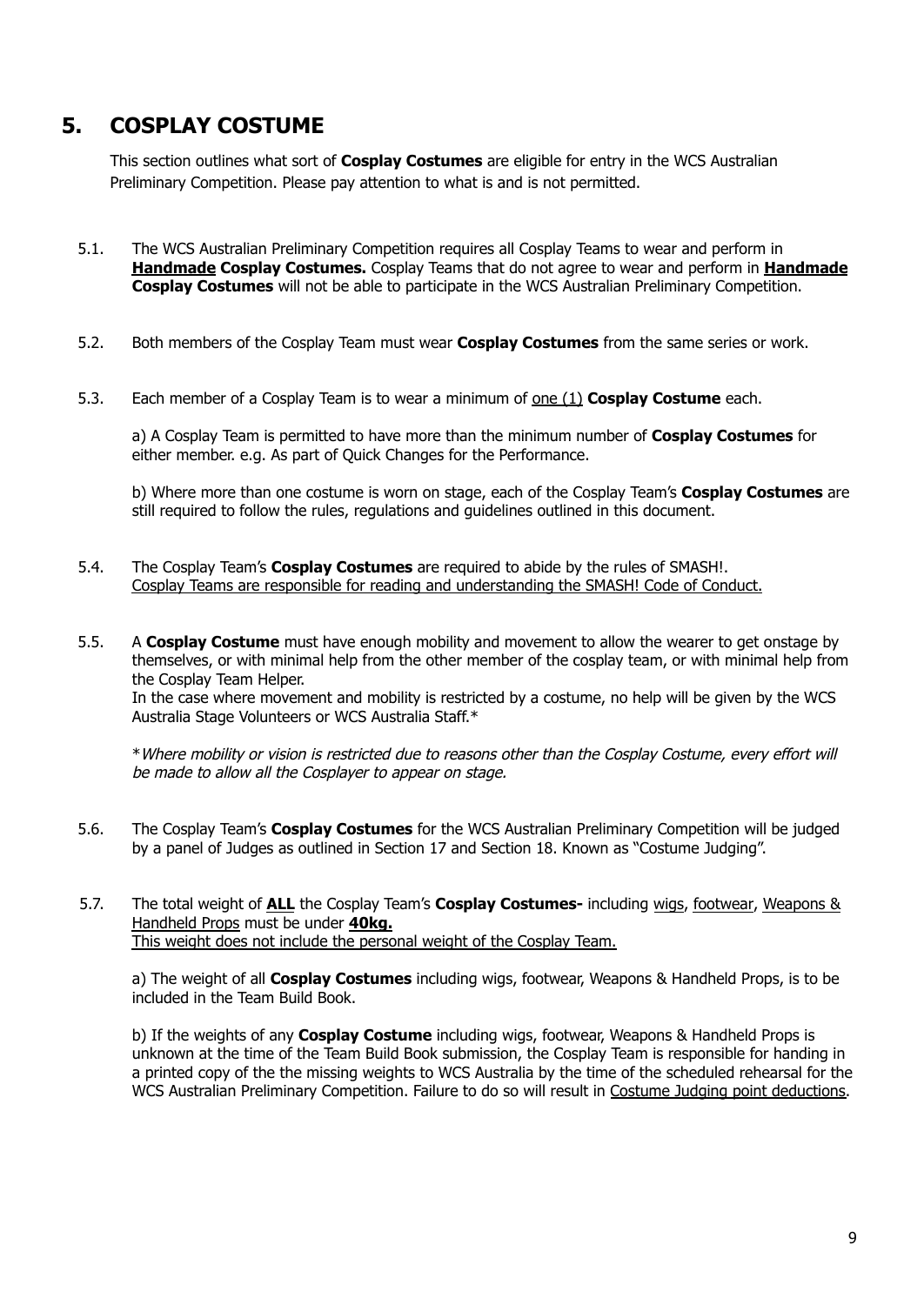# 5. COSPLAY COSTUME

This section outlines what sort of **Cosplay Costumes** are eligible for entry in the WCS Australian Preliminary Competition. Please pay attention to what is and is not permitted.

5.1. The WCS Australian Preliminary Competition requires all Cosplay Teams to wear and perform in **Handmade Cosplay Costumes.** Cosplay Teams that do not agree to wear and perform in **Handmade Cosplay Costumes** will not be able to participate in the WCS Australian Preliminary Competition.

5.2. Both members of the Cosplay Team must wear **Cosplay Costumes** from the same series or work.

5.3. Each member of a Cosplay Team is to wear a minimum of one (1) **Cosplay Costume** each.

a) A Cosplay Team is permitted to have more than the minimum number of **Cosplay Costumes** for either member. e.g. As part of Quick Changes for the Performance.

b) Where more than one costume is worn on stage, each of the Cosplay Team's **Cosplay Costumes** are still required to follow the rules, regulations and guidelines outlined in this document.

5.4. The Cosplay Team's **Cosplay Costumes** are required to abide by the rules of SMASH!. Cosplay Teams are responsible for reading and understanding the SMASH! Code of Conduct.

5.5. A **Cosplay Costume** must have enough mobility and movement to allow the wearer to get onstage by themselves, or with minimal help from the other member of the cosplay team, or with minimal help from the Cosplay Team Helper.
In the case where movement and mobility is restricted by a costume, no help will be given by the WCS Australia Stage Volunteers or WCS Australia Staff.*

**Where mobility or vision is restricted due to reasons other than the Cosplay Costume, every effort will be made to allow all the Cosplayer to appear on stage.*

5.6. The Cosplay Team's **Cosplay Costumes** for the WCS Australian Preliminary Competition will be judged by a panel of Judges as outlined in Section 17 and Section 18. Known as "Costume Judging".

5.7. The total weight of **ALL** the Cosplay Team's **Cosplay Costumes-** including wigs, footwear, Weapons & Handheld Props must be under **40kg.**
This weight does not include the personal weight of the Cosplay Team.

a) The weight of all **Cosplay Costumes** including wigs, footwear, Weapons & Handheld Props, is to be included in the Team Build Book.

b) If the weights of any **Cosplay Costume** including wigs, footwear, Weapons & Handheld Props is unknown at the time of the Team Build Book submission, the Cosplay Team is responsible for handing in a printed copy of the the missing weights to WCS Australia by the time of the scheduled rehearsal for the WCS Australian Preliminary Competition. Failure to do so will result in Costume Judging point deductions.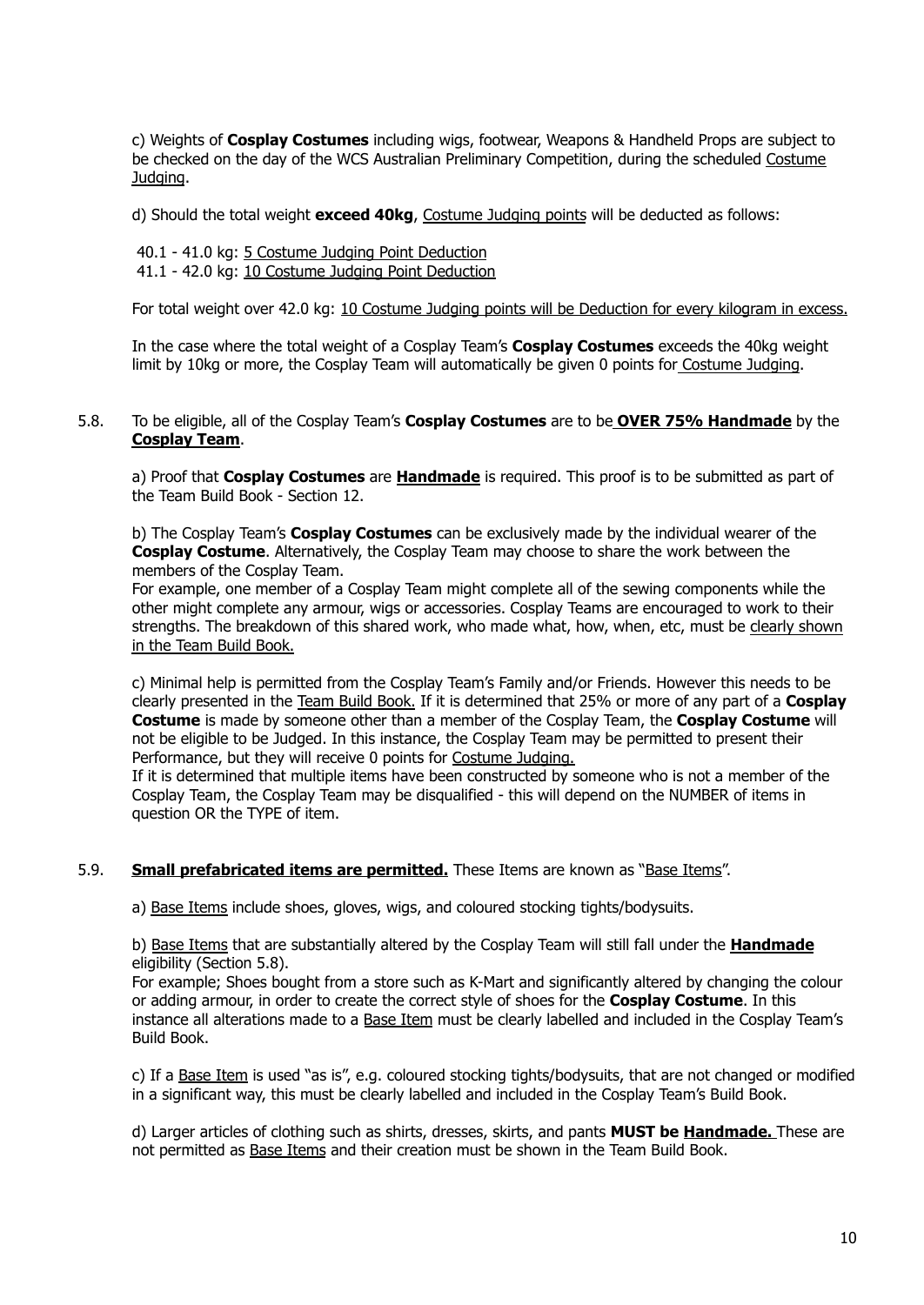c) Weights of **Cosplay Costumes** including wigs, footwear, Weapons & Handheld Props are subject to be checked on the day of the WCS Australian Preliminary Competition, during the scheduled Costume Judging.

d) Should the total weight **exceed 40kg**, Costume Judging points will be deducted as follows:

40.1 - 41.0 kg: 5 Costume Judging Point Deduction
41.1 - 42.0 kg: 10 Costume Judging Point Deduction

For total weight over 42.0 kg: 10 Costume Judging points will be Deduction for every kilogram in excess.

In the case where the total weight of a Cosplay Team's **Cosplay Costumes** exceeds the 40kg weight limit by 10kg or more, the Cosplay Team will automatically be given 0 points for Costume Judging.

5.8. To be eligible, all of the Cosplay Team's **Cosplay Costumes** are to be **OVER 75% Handmade** by the **Cosplay Team**.

a) Proof that **Cosplay Costumes** are **Handmade** is required. This proof is to be submitted as part of the Team Build Book - Section 12.

b) The Cosplay Team's **Cosplay Costumes** can be exclusively made by the individual wearer of the **Cosplay Costume**. Alternatively, the Cosplay Team may choose to share the work between the members of the Cosplay Team.
For example, one member of a Cosplay Team might complete all of the sewing components while the other might complete any armour, wigs or accessories. Cosplay Teams are encouraged to work to their strengths. The breakdown of this shared work, who made what, how, when, etc, must be clearly shown in the Team Build Book.

c) Minimal help is permitted from the Cosplay Team's Family and/or Friends. However this needs to be clearly presented in the Team Build Book. If it is determined that 25% or more of any part of a **Cosplay Costume** is made by someone other than a member of the Cosplay Team, the **Cosplay Costume** will not be eligible to be Judged. In this instance, the Cosplay Team may be permitted to present their Performance, but they will receive 0 points for Costume Judging.
If it is determined that multiple items have been constructed by someone who is not a member of the Cosplay Team, the Cosplay Team may be disqualified - this will depend on the NUMBER of items in question OR the TYPE of item.

5.9. **Small prefabricated items are permitted.** These Items are known as "Base Items".

a) Base Items include shoes, gloves, wigs, and coloured stocking tights/bodysuits.

b) Base Items that are substantially altered by the Cosplay Team will still fall under the **Handmade** eligibility (Section 5.8).
For example; Shoes bought from a store such as K-Mart and significantly altered by changing the colour or adding armour, in order to create the correct style of shoes for the **Cosplay Costume**. In this instance all alterations made to a Base Item must be clearly labelled and included in the Cosplay Team's Build Book.

c) If a Base Item is used "as is", e.g. coloured stocking tights/bodysuits, that are not changed or modified in a significant way, this must be clearly labelled and included in the Cosplay Team's Build Book.

d) Larger articles of clothing such as shirts, dresses, skirts, and pants **MUST be Handmade.** These are not permitted as Base Items and their creation must be shown in the Team Build Book.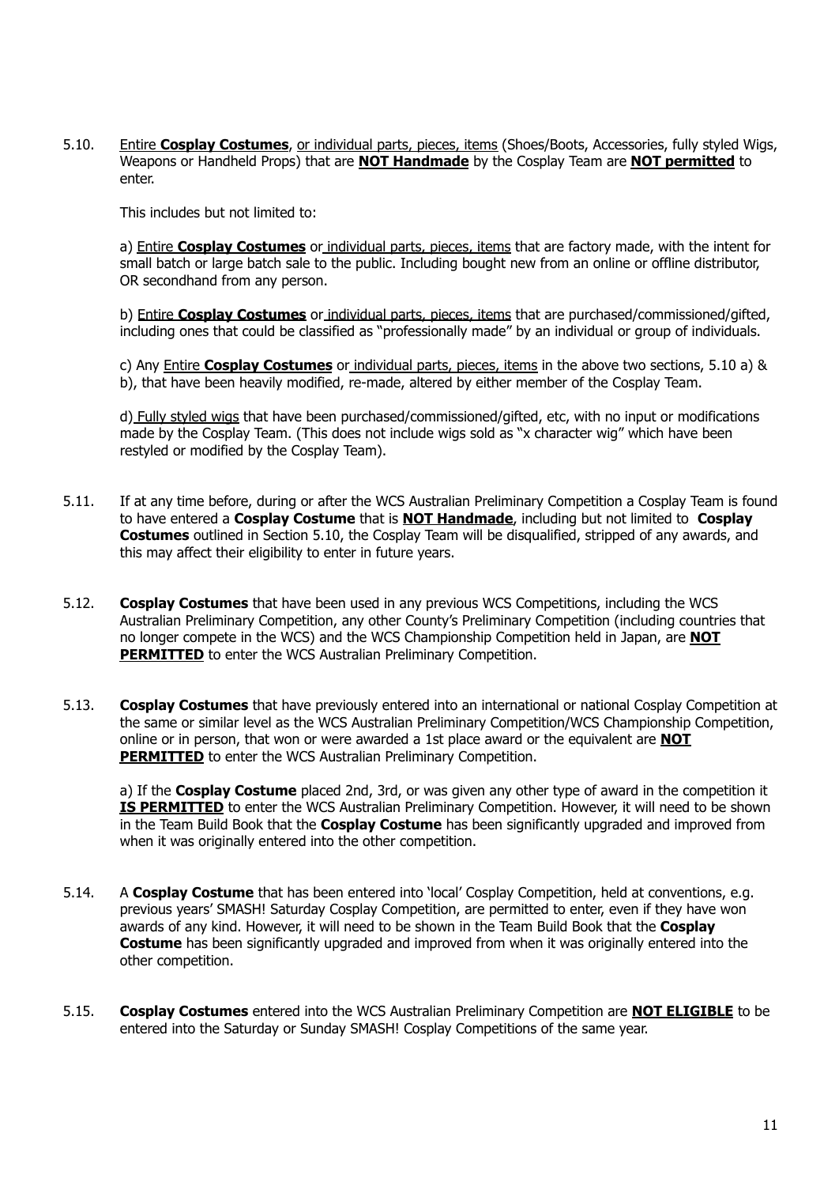5.10. Entire **Cosplay Costumes**, or individual parts, pieces, items (Shoes/Boots, Accessories, fully styled Wigs, Weapons or Handheld Props) that are **NOT Handmade** by the Cosplay Team are **NOT permitted** to enter.

This includes but not limited to:

a) Entire **Cosplay Costumes** or individual parts, pieces, items that are factory made, with the intent for small batch or large batch sale to the public. Including bought new from an online or offline distributor, OR secondhand from any person.

b) Entire **Cosplay Costumes** or individual parts, pieces, items that are purchased/commissioned/gifted, including ones that could be classified as "professionally made" by an individual or group of individuals.

c) Any Entire **Cosplay Costumes** or individual parts, pieces, items in the above two sections, 5.10 a) & b), that have been heavily modified, re-made, altered by either member of the Cosplay Team.

d) Fully styled wigs that have been purchased/commissioned/gifted, etc, with no input or modifications made by the Cosplay Team. (This does not include wigs sold as "x character wig" which have been restyled or modified by the Cosplay Team).

5.11. If at any time before, during or after the WCS Australian Preliminary Competition a Cosplay Team is found to have entered a **Cosplay Costume** that is **NOT Handmade**, including but not limited to **Cosplay Costumes** outlined in Section 5.10, the Cosplay Team will be disqualified, stripped of any awards, and this may affect their eligibility to enter in future years.

5.12. **Cosplay Costumes** that have been used in any previous WCS Competitions, including the WCS Australian Preliminary Competition, any other County's Preliminary Competition (including countries that no longer compete in the WCS) and the WCS Championship Competition held in Japan, are **NOT PERMITTED** to enter the WCS Australian Preliminary Competition.

5.13. **Cosplay Costumes** that have previously entered into an international or national Cosplay Competition at the same or similar level as the WCS Australian Preliminary Competition/WCS Championship Competition, online or in person, that won or were awarded a 1st place award or the equivalent are **NOT PERMITTED** to enter the WCS Australian Preliminary Competition.

a) If the **Cosplay Costume** placed 2nd, 3rd, or was given any other type of award in the competition it **IS PERMITTED** to enter the WCS Australian Preliminary Competition. However, it will need to be shown in the Team Build Book that the **Cosplay Costume** has been significantly upgraded and improved from when it was originally entered into the other competition.

5.14. A **Cosplay Costume** that has been entered into 'local' Cosplay Competition, held at conventions, e.g. previous years' SMASH! Saturday Cosplay Competition, are permitted to enter, even if they have won awards of any kind. However, it will need to be shown in the Team Build Book that the **Cosplay Costume** has been significantly upgraded and improved from when it was originally entered into the other competition.

5.15. **Cosplay Costumes** entered into the WCS Australian Preliminary Competition are **NOT ELIGIBLE** to be entered into the Saturday or Sunday SMASH! Cosplay Competitions of the same year.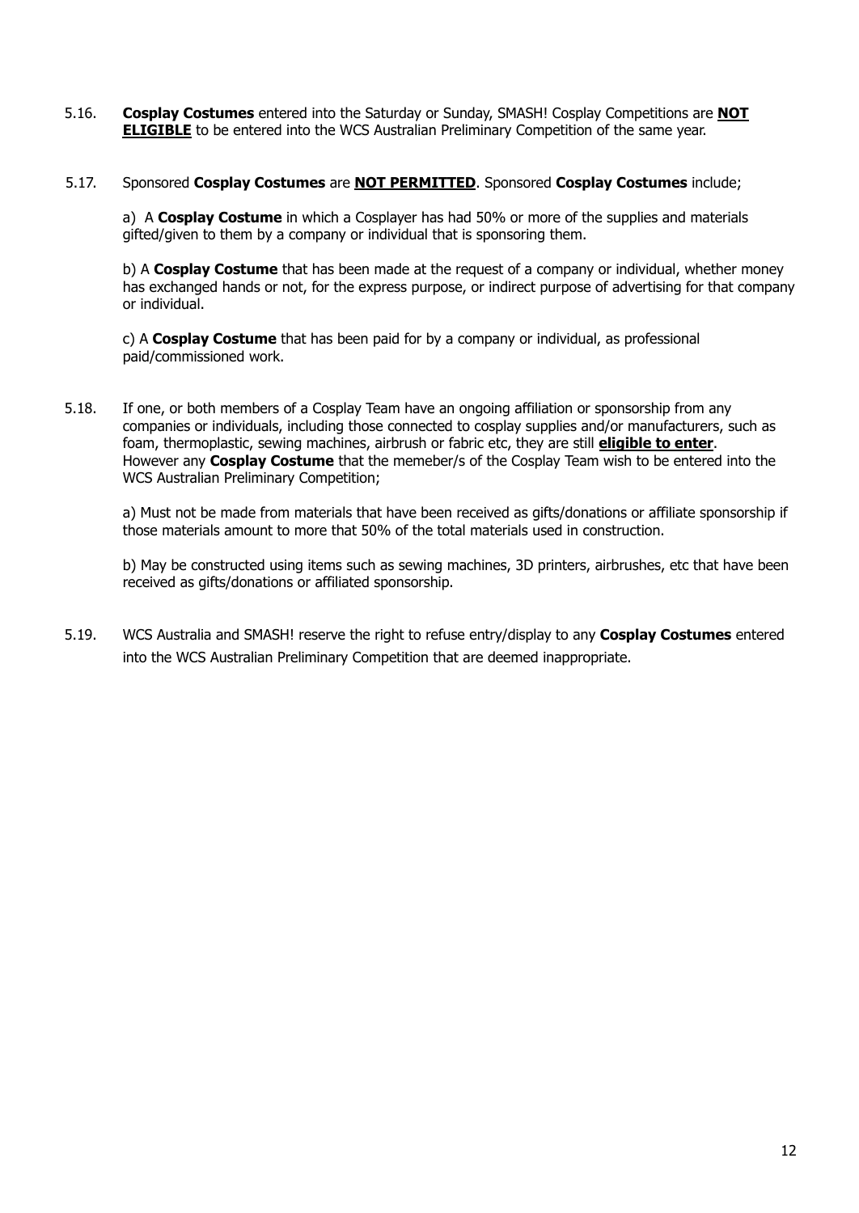5.16. **Cosplay Costumes** entered into the Saturday or Sunday, SMASH! Cosplay Competitions are **<u>NOT ELIGIBLE</u>** to be entered into the WCS Australian Preliminary Competition of the same year.

5.17. Sponsored **Cosplay Costumes** are **<u>NOT PERMITTED</u>**. Sponsored **Cosplay Costumes** include;

a) A **Cosplay Costume** in which a Cosplayer has had 50% or more of the supplies and materials gifted/given to them by a company or individual that is sponsoring them.

b) A **Cosplay Costume** that has been made at the request of a company or individual, whether money has exchanged hands or not, for the express purpose, or indirect purpose of advertising for that company or individual.

c) A **Cosplay Costume** that has been paid for by a company or individual, as professional paid/commissioned work.

5.18. If one, or both members of a Cosplay Team have an ongoing affiliation or sponsorship from any companies or individuals, including those connected to cosplay supplies and/or manufacturers, such as foam, thermoplastic, sewing machines, airbrush or fabric etc, they are still **<u>eligible to enter</u>**. However any **Cosplay Costume** that the memeber/s of the Cosplay Team wish to be entered into the WCS Australian Preliminary Competition;

a) Must not be made from materials that have been received as gifts/donations or affiliate sponsorship if those materials amount to more that 50% of the total materials used in construction.

b) May be constructed using items such as sewing machines, 3D printers, airbrushes, etc that have been received as gifts/donations or affiliated sponsorship.

5.19. WCS Australia and SMASH! reserve the right to refuse entry/display to any **Cosplay Costumes** entered into the WCS Australian Preliminary Competition that are deemed inappropriate.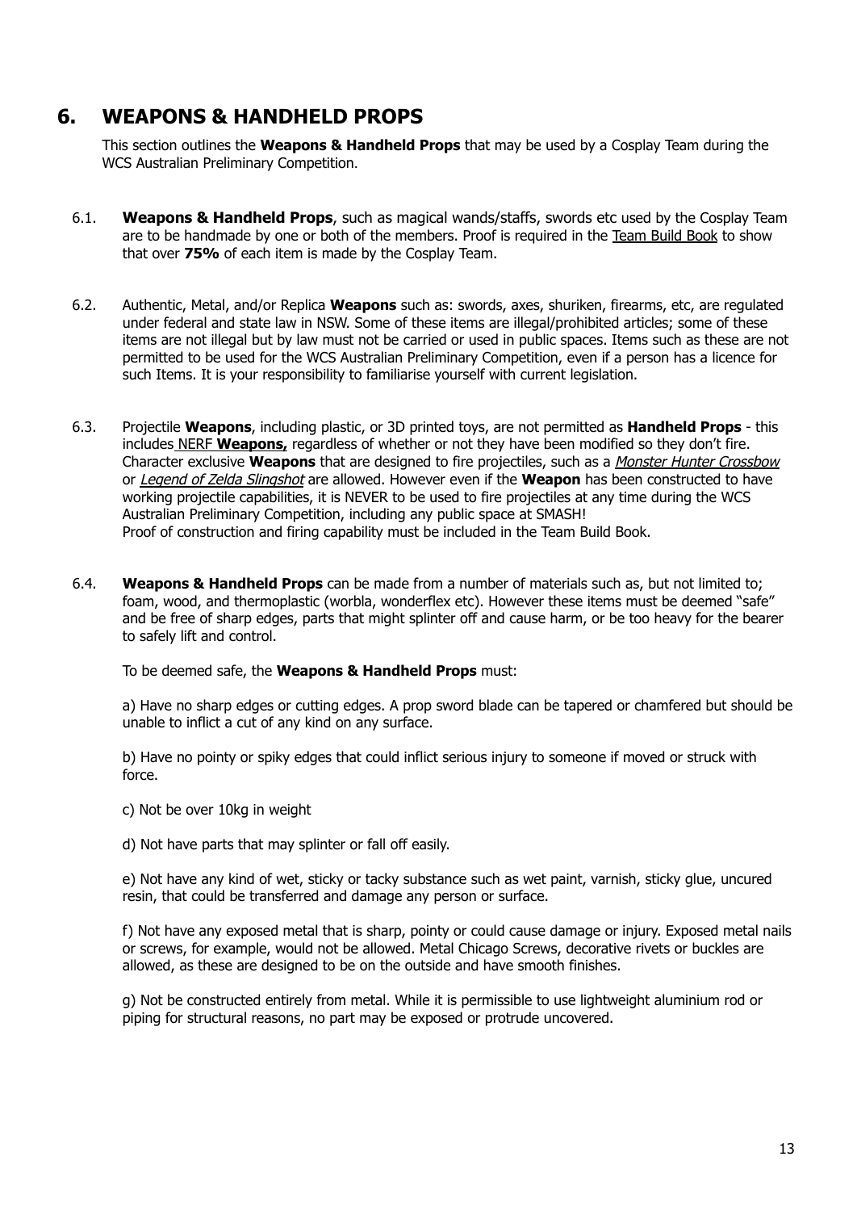## 6. WEAPONS & HANDHELD PROPS

This section outlines the **Weapons & Handheld Props** that may be used by a Cosplay Team during the WCS Australian Preliminary Competition.

6.1. **Weapons & Handheld Props**, such as magical wands/staffs, swords etc used by the Cosplay Team are to be handmade by one or both of the members. Proof is required in the Team Build Book to show that over **75%** of each item is made by the Cosplay Team.

6.2. Authentic, Metal, and/or Replica **Weapons** such as: swords, axes, shuriken, firearms, etc, are regulated under federal and state law in NSW. Some of these items are illegal/prohibited articles; some of these items are not illegal but by law must not be carried or used in public spaces. Items such as these are not permitted to be used for the WCS Australian Preliminary Competition, even if a person has a licence for such Items. It is your responsibility to familiarise yourself with current legislation.

6.3. Projectile **Weapons**, including plastic, or 3D printed toys, are not permitted as **Handheld Props** - this includes NERF **Weapons,** regardless of whether or not they have been modified so they don't fire. Character exclusive **Weapons** that are designed to fire projectiles, such as a *Monster Hunter Crossbow* or *Legend of Zelda Slingshot* are allowed. However even if the **Weapon** has been constructed to have working projectile capabilities, it is NEVER to be used to fire projectiles at any time during the WCS Australian Preliminary Competition, including any public space at SMASH!
Proof of construction and firing capability must be included in the Team Build Book.

6.4. **Weapons & Handheld Props** can be made from a number of materials such as, but not limited to; foam, wood, and thermoplastic (worbla, wonderflex etc). However these items must be deemed "safe" and be free of sharp edges, parts that might splinter off and cause harm, or be too heavy for the bearer to safely lift and control.

To be deemed safe, the **Weapons & Handheld Props** must:

a) Have no sharp edges or cutting edges. A prop sword blade can be tapered or chamfered but should be unable to inflict a cut of any kind on any surface.

b) Have no pointy or spiky edges that could inflict serious injury to someone if moved or struck with force.

c) Not be over 10kg in weight

d) Not have parts that may splinter or fall off easily.

e) Not have any kind of wet, sticky or tacky substance such as wet paint, varnish, sticky glue, uncured resin, that could be transferred and damage any person or surface.

f) Not have any exposed metal that is sharp, pointy or could cause damage or injury. Exposed metal nails or screws, for example, would not be allowed. Metal Chicago Screws, decorative rivets or buckles are allowed, as these are designed to be on the outside and have smooth finishes.

g) Not be constructed entirely from metal. While it is permissible to use lightweight aluminium rod or piping for structural reasons, no part may be exposed or protrude uncovered.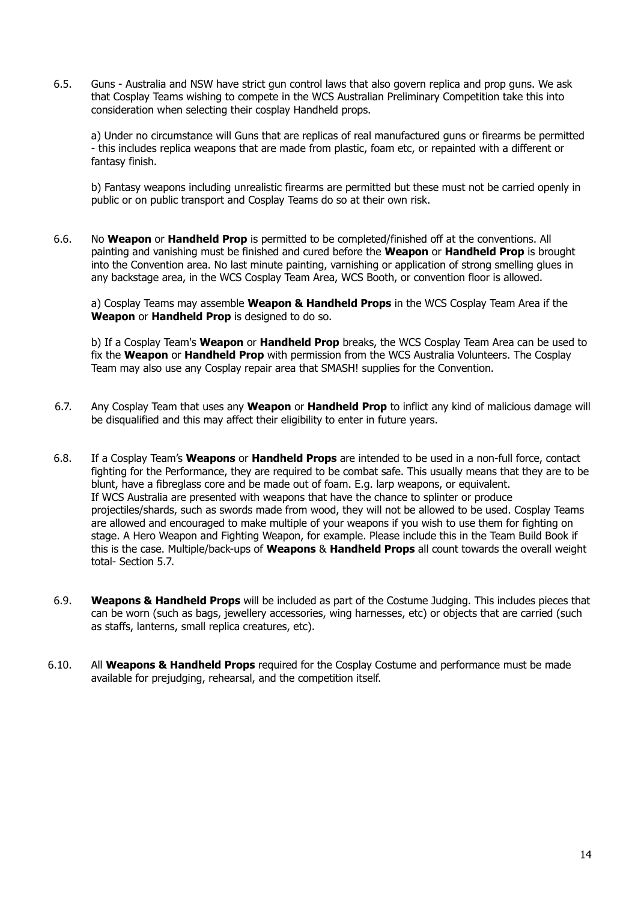6.5. Guns - Australia and NSW have strict gun control laws that also govern replica and prop guns. We ask that Cosplay Teams wishing to compete in the WCS Australian Preliminary Competition take this into consideration when selecting their cosplay Handheld props.

a) Under no circumstance will Guns that are replicas of real manufactured guns or firearms be permitted - this includes replica weapons that are made from plastic, foam etc, or repainted with a different or fantasy finish.

b) Fantasy weapons including unrealistic firearms are permitted but these must not be carried openly in public or on public transport and Cosplay Teams do so at their own risk.

6.6. No **Weapon** or **Handheld Prop** is permitted to be completed/finished off at the conventions. All painting and vanishing must be finished and cured before the **Weapon** or **Handheld Prop** is brought into the Convention area. No last minute painting, varnishing or application of strong smelling glues in any backstage area, in the WCS Cosplay Team Area, WCS Booth, or convention floor is allowed.

a) Cosplay Teams may assemble **Weapon & Handheld Props** in the WCS Cosplay Team Area if the **Weapon** or **Handheld Prop** is designed to do so.

b) If a Cosplay Team's **Weapon** or **Handheld Prop** breaks, the WCS Cosplay Team Area can be used to fix the **Weapon** or **Handheld Prop** with permission from the WCS Australia Volunteers. The Cosplay Team may also use any Cosplay repair area that SMASH! supplies for the Convention.

6.7. Any Cosplay Team that uses any **Weapon** or **Handheld Prop** to inflict any kind of malicious damage will be disqualified and this may affect their eligibility to enter in future years.

6.8. If a Cosplay Team's **Weapons** or **Handheld Props** are intended to be used in a non-full force, contact fighting for the Performance, they are required to be combat safe. This usually means that they are to be blunt, have a fibreglass core and be made out of foam. E.g. larp weapons, or equivalent. If WCS Australia are presented with weapons that have the chance to splinter or produce projectiles/shards, such as swords made from wood, they will not be allowed to be used. Cosplay Teams are allowed and encouraged to make multiple of your weapons if you wish to use them for fighting on stage. A Hero Weapon and Fighting Weapon, for example. Please include this in the Team Build Book if this is the case. Multiple/back-ups of **Weapons** & **Handheld Props** all count towards the overall weight total- Section 5.7.

6.9. **Weapons & Handheld Props** will be included as part of the Costume Judging. This includes pieces that can be worn (such as bags, jewellery accessories, wing harnesses, etc) or objects that are carried (such as staffs, lanterns, small replica creatures, etc).

6.10. All **Weapons & Handheld Props** required for the Cosplay Costume and performance must be made available for prejudging, rehearsal, and the competition itself.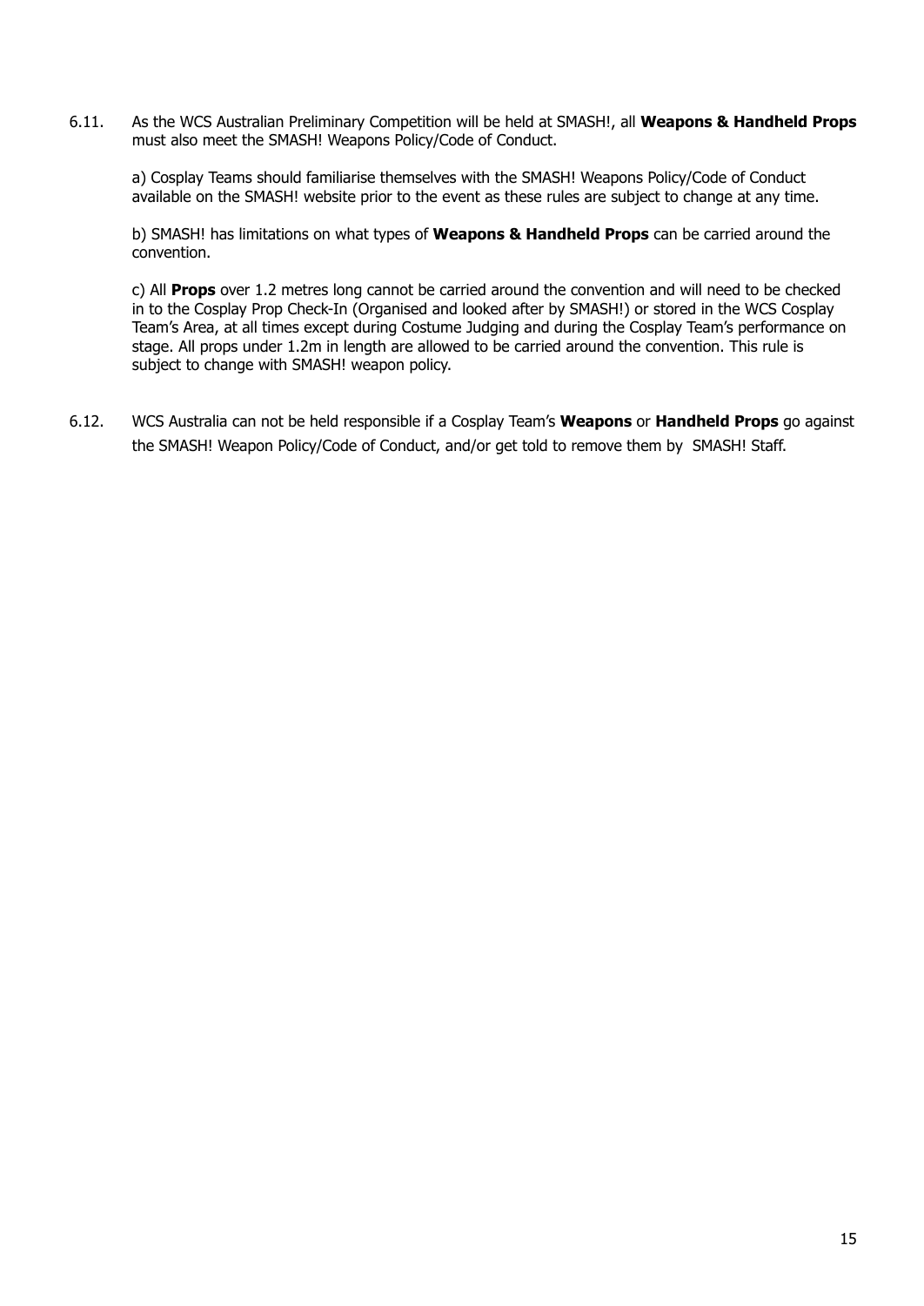6.11. As the WCS Australian Preliminary Competition will be held at SMASH!, all **Weapons & Handheld Props** must also meet the SMASH! Weapons Policy/Code of Conduct.

a) Cosplay Teams should familiarise themselves with the SMASH! Weapons Policy/Code of Conduct available on the SMASH! website prior to the event as these rules are subject to change at any time.

b) SMASH! has limitations on what types of **Weapons & Handheld Props** can be carried around the convention.

c) All **Props** over 1.2 metres long cannot be carried around the convention and will need to be checked in to the Cosplay Prop Check-In (Organised and looked after by SMASH!) or stored in the WCS Cosplay Team's Area, at all times except during Costume Judging and during the Cosplay Team's performance on stage. All props under 1.2m in length are allowed to be carried around the convention. This rule is subject to change with SMASH! weapon policy.

6.12. WCS Australia can not be held responsible if a Cosplay Team's **Weapons** or **Handheld Props** go against the SMASH! Weapon Policy/Code of Conduct, and/or get told to remove them by SMASH! Staff.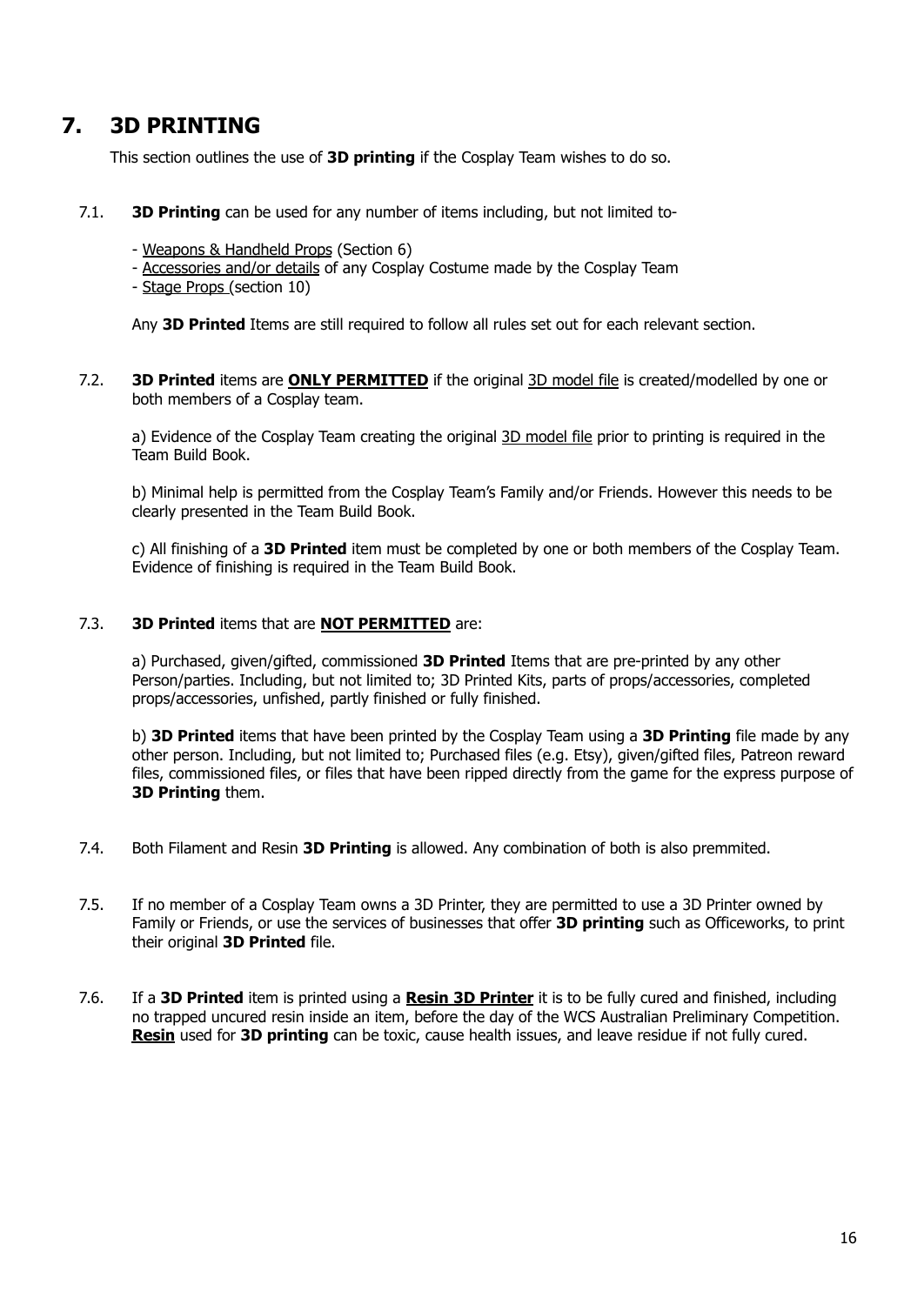## 7. 3D PRINTING

This section outlines the use of **3D printing** if the Cosplay Team wishes to do so.

7.1. **3D Printing** can be used for any number of items including, but not limited to-

- Weapons & Handheld Props (Section 6)
- Accessories and/or details of any Cosplay Costume made by the Cosplay Team
- Stage Props (section 10)

Any **3D Printed** Items are still required to follow all rules set out for each relevant section.

7.2. **3D Printed** items are **ONLY PERMITTED** if the original 3D model file is created/modelled by one or both members of a Cosplay team.

a) Evidence of the Cosplay Team creating the original 3D model file prior to printing is required in the Team Build Book.

b) Minimal help is permitted from the Cosplay Team's Family and/or Friends. However this needs to be clearly presented in the Team Build Book.

c) All finishing of a **3D Printed** item must be completed by one or both members of the Cosplay Team. Evidence of finishing is required in the Team Build Book.

7.3. **3D Printed** items that are **NOT PERMITTED** are:

a) Purchased, given/gifted, commissioned **3D Printed** Items that are pre-printed by any other Person/parties. Including, but not limited to; 3D Printed Kits, parts of props/accessories, completed props/accessories, unfished, partly finished or fully finished.

b) **3D Printed** items that have been printed by the Cosplay Team using a **3D Printing** file made by any other person. Including, but not limited to; Purchased files (e.g. Etsy), given/gifted files, Patreon reward files, commissioned files, or files that have been ripped directly from the game for the express purpose of **3D Printing** them.

7.4. Both Filament and Resin **3D Printing** is allowed. Any combination of both is also premmited.

7.5. If no member of a Cosplay Team owns a 3D Printer, they are permitted to use a 3D Printer owned by Family or Friends, or use the services of businesses that offer **3D printing** such as Officeworks, to print their original **3D Printed** file.

7.6. If a **3D Printed** item is printed using a **Resin 3D Printer** it is to be fully cured and finished, including no trapped uncured resin inside an item, before the day of the WCS Australian Preliminary Competition. **Resin** used for **3D printing** can be toxic, cause health issues, and leave residue if not fully cured.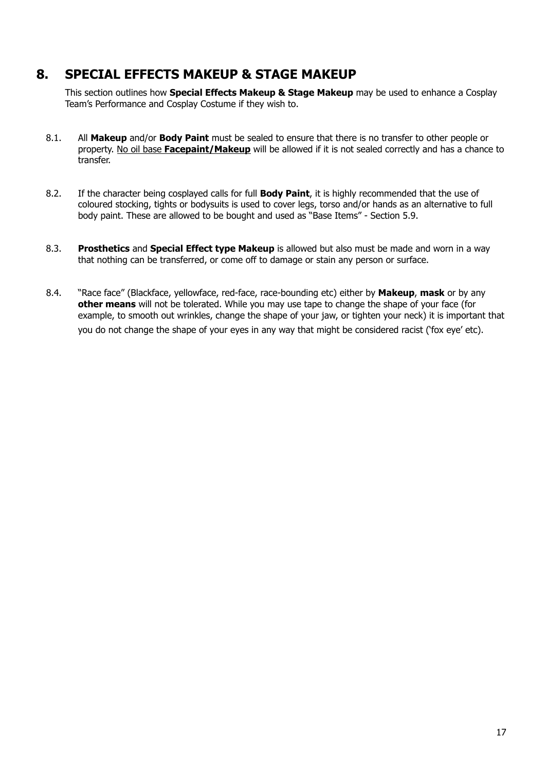## 8. SPECIAL EFFECTS MAKEUP & STAGE MAKEUP

This section outlines how **Special Effects Makeup & Stage Makeup** may be used to enhance a Cosplay Team's Performance and Cosplay Costume if they wish to.

8.1. All **Makeup** and/or **Body Paint** must be sealed to ensure that there is no transfer to other people or property. <u>No oil base **Facepaint/Makeup**</u> will be allowed if it is not sealed correctly and has a chance to transfer.

8.2. If the character being cosplayed calls for full **Body Paint**, it is highly recommended that the use of coloured stocking, tights or bodysuits is used to cover legs, torso and/or hands as an alternative to full body paint. These are allowed to be bought and used as "Base Items" - Section 5.9.

8.3. **Prosthetics** and **Special Effect type Makeup** is allowed but also must be made and worn in a way that nothing can be transferred, or come off to damage or stain any person or surface.

8.4. "Race face" (Blackface, yellowface, red-face, race-bounding etc) either by **Makeup**, **mask** or by any **other means** will not be tolerated. While you may use tape to change the shape of your face (for example, to smooth out wrinkles, change the shape of your jaw, or tighten your neck) it is important that you do not change the shape of your eyes in any way that might be considered racist ('fox eye' etc).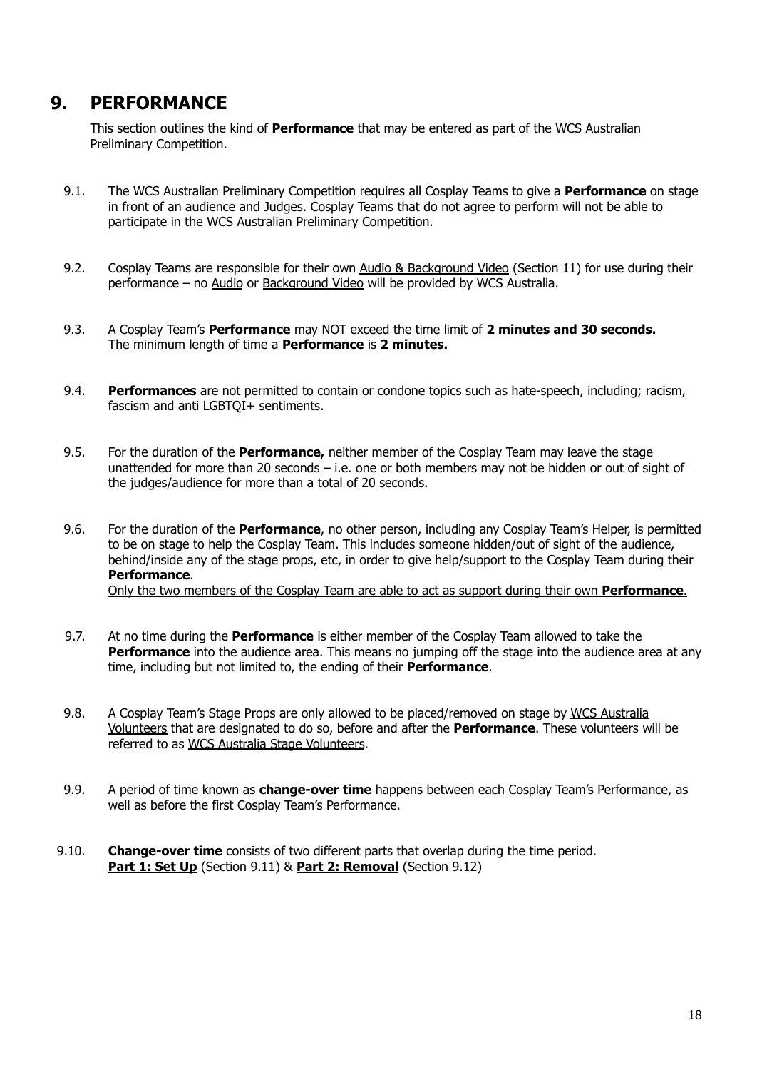# 9. PERFORMANCE

This section outlines the kind of **Performance** that may be entered as part of the WCS Australian Preliminary Competition.

9.1. The WCS Australian Preliminary Competition requires all Cosplay Teams to give a **Performance** on stage in front of an audience and Judges. Cosplay Teams that do not agree to perform will not be able to participate in the WCS Australian Preliminary Competition.

9.2. Cosplay Teams are responsible for their own <u>Audio & Background Video</u> (Section 11) for use during their performance – no <u>Audio</u> or <u>Background Video</u> will be provided by WCS Australia.

9.3. A Cosplay Team's **Performance** may NOT exceed the time limit of **2 minutes and 30 seconds.** The minimum length of time a **Performance** is **2 minutes.**

9.4. **Performances** are not permitted to contain or condone topics such as hate-speech, including; racism, fascism and anti LGBTQI+ sentiments.

9.5. For the duration of the **Performance,** neither member of the Cosplay Team may leave the stage unattended for more than 20 seconds – i.e. one or both members may not be hidden or out of sight of the judges/audience for more than a total of 20 seconds.

9.6. For the duration of the **Performance**, no other person, including any Cosplay Team's Helper, is permitted to be on stage to help the Cosplay Team. This includes someone hidden/out of sight of the audience, behind/inside any of the stage props, etc, in order to give help/support to the Cosplay Team during their **Performance**.
<u>Only the two members of the Cosplay Team are able to act as support during their own **Performance**.</u>

9.7. At no time during the **Performance** is either member of the Cosplay Team allowed to take the **Performance** into the audience area. This means no jumping off the stage into the audience area at any time, including but not limited to, the ending of their **Performance**.

9.8. A Cosplay Team's Stage Props are only allowed to be placed/removed on stage by <u>WCS Australia Volunteers</u> that are designated to do so, before and after the **Performance**. These volunteers will be referred to as <u>WCS Australia Stage Volunteers</u>.

9.9. A period of time known as **change-over time** happens between each Cosplay Team's Performance, as well as before the first Cosplay Team's Performance.

9.10. **Change-over time** consists of two different parts that overlap during the time period.
**<u>Part 1: Set Up</u>** (Section 9.11) & **<u>Part 2: Removal</u>** (Section 9.12)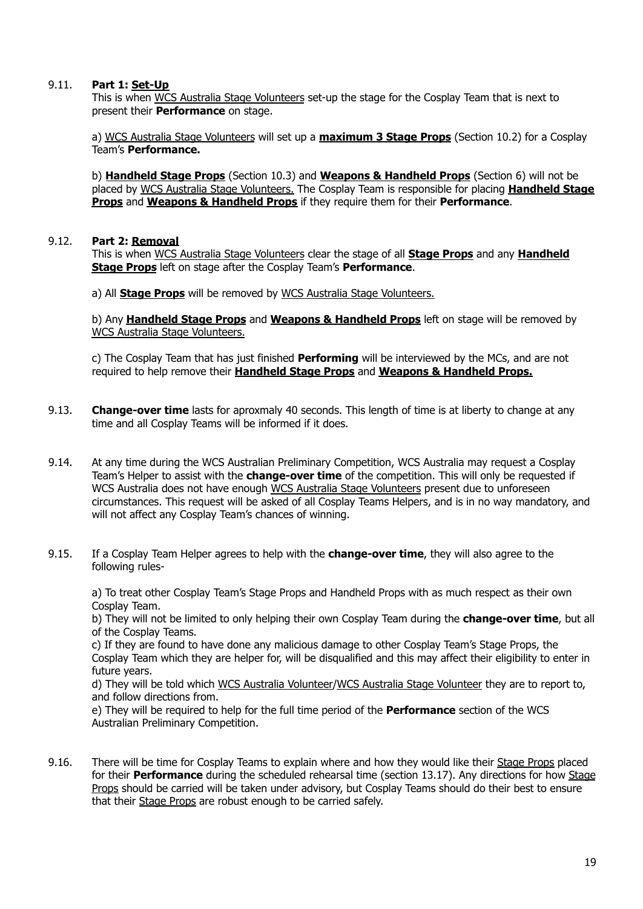9.11. **Part 1: Set-Up**
This is when WCS Australia Stage Volunteers set-up the stage for the Cosplay Team that is next to present their **Performance** on stage.

a) WCS Australia Stage Volunteers will set up a **maximum 3 Stage Props** (Section 10.2) for a Cosplay Team's **Performance.**

b) **Handheld Stage Props** (Section 10.3) and **Weapons & Handheld Props** (Section 6) will not be placed by WCS Australia Stage Volunteers. The Cosplay Team is responsible for placing **Handheld Stage Props** and **Weapons & Handheld Props** if they require them for their **Performance**.

9.12. **Part 2: Removal**
This is when WCS Australia Stage Volunteers clear the stage of all **Stage Props** and any **Handheld Stage Props** left on stage after the Cosplay Team's **Performance**.

a) All **Stage Props** will be removed by WCS Australia Stage Volunteers.

b) Any **Handheld Stage Props** and **Weapons & Handheld Props** left on stage will be removed by WCS Australia Stage Volunteers.

c) The Cosplay Team that has just finished **Performing** will be interviewed by the MCs, and are not required to help remove their **Handheld Stage Props** and **Weapons & Handheld Props.**

9.13. **Change-over time** lasts for aproxmaly 40 seconds. This length of time is at liberty to change at any time and all Cosplay Teams will be informed if it does.

9.14. At any time during the WCS Australian Preliminary Competition, WCS Australia may request a Cosplay Team's Helper to assist with the **change-over time** of the competition. This will only be requested if WCS Australia does not have enough WCS Australia Stage Volunteers present due to unforeseen circumstances. This request will be asked of all Cosplay Teams Helpers, and is in no way mandatory, and will not affect any Cosplay Team's chances of winning.

9.15. If a Cosplay Team Helper agrees to help with the **change-over time**, they will also agree to the following rules-

a) To treat other Cosplay Team's Stage Props and Handheld Props with as much respect as their own Cosplay Team.
b) They will not be limited to only helping their own Cosplay Team during the **change-over time**, but all of the Cosplay Teams.
c) If they are found to have done any malicious damage to other Cosplay Team's Stage Props, the Cosplay Team which they are helper for, will be disqualified and this may affect their eligibility to enter in future years.
d) They will be told which WCS Australia Volunteer/WCS Australia Stage Volunteer they are to report to, and follow directions from.
e) They will be required to help for the full time period of the **Performance** section of the WCS Australian Preliminary Competition.

9.16. There will be time for Cosplay Teams to explain where and how they would like their Stage Props placed for their **Performance** during the scheduled rehearsal time (section 13.17). Any directions for how Stage Props should be carried will be taken under advisory, but Cosplay Teams should do their best to ensure that their Stage Props are robust enough to be carried safely.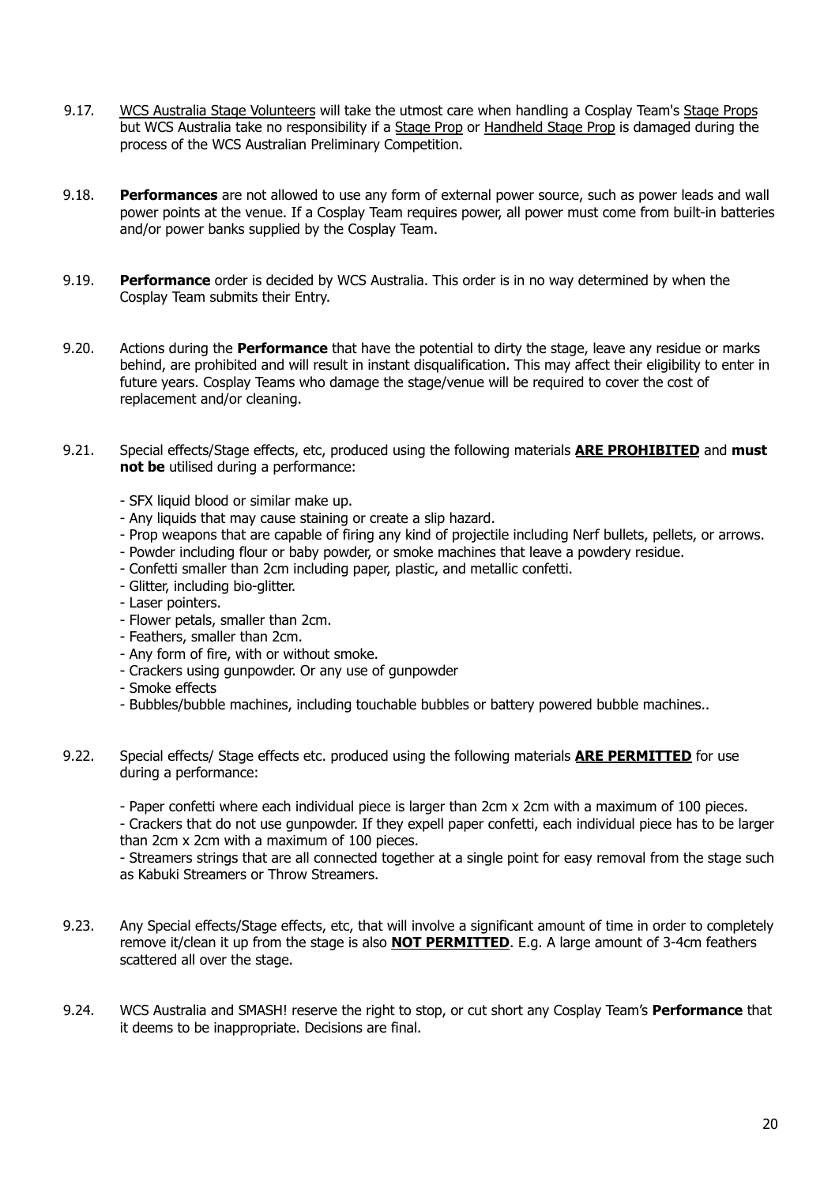9.17. WCS Australia Stage Volunteers will take the utmost care when handling a Cosplay Team's Stage Props but WCS Australia take no responsibility if a Stage Prop or Handheld Stage Prop is damaged during the process of the WCS Australian Preliminary Competition.

9.18. **Performances** are not allowed to use any form of external power source, such as power leads and wall power points at the venue. If a Cosplay Team requires power, all power must come from built-in batteries and/or power banks supplied by the Cosplay Team.

9.19. **Performance** order is decided by WCS Australia. This order is in no way determined by when the Cosplay Team submits their Entry.

9.20. Actions during the **Performance** that have the potential to dirty the stage, leave any residue or marks behind, are prohibited and will result in instant disqualification. This may affect their eligibility to enter in future years. Cosplay Teams who damage the stage/venue will be required to cover the cost of replacement and/or cleaning.

9.21. Special effects/Stage effects, etc, produced using the following materials **ARE PROHIBITED** and **must not be** utilised during a performance:

- SFX liquid blood or similar make up.
- Any liquids that may cause staining or create a slip hazard.
- Prop weapons that are capable of firing any kind of projectile including Nerf bullets, pellets, or arrows.
- Powder including flour or baby powder, or smoke machines that leave a powdery residue.
- Confetti smaller than 2cm including paper, plastic, and metallic confetti.
- Glitter, including bio-glitter.
- Laser pointers.
- Flower petals, smaller than 2cm.
- Feathers, smaller than 2cm.
- Any form of fire, with or without smoke.
- Crackers using gunpowder. Or any use of gunpowder
- Smoke effects
- Bubbles/bubble machines, including touchable bubbles or battery powered bubble machines..

9.22. Special effects/ Stage effects etc. produced using the following materials **ARE PERMITTED** for use during a performance:

- Paper confetti where each individual piece is larger than 2cm x 2cm with a maximum of 100 pieces.
- Crackers that do not use gunpowder. If they expell paper confetti, each individual piece has to be larger than 2cm x 2cm with a maximum of 100 pieces.
- Streamers strings that are all connected together at a single point for easy removal from the stage such as Kabuki Streamers or Throw Streamers.

9.23. Any Special effects/Stage effects, etc, that will involve a significant amount of time in order to completely remove it/clean it up from the stage is also **NOT PERMITTED**. E.g. A large amount of 3-4cm feathers scattered all over the stage.

9.24. WCS Australia and SMASH! reserve the right to stop, or cut short any Cosplay Team's **Performance** that it deems to be inappropriate. Decisions are final.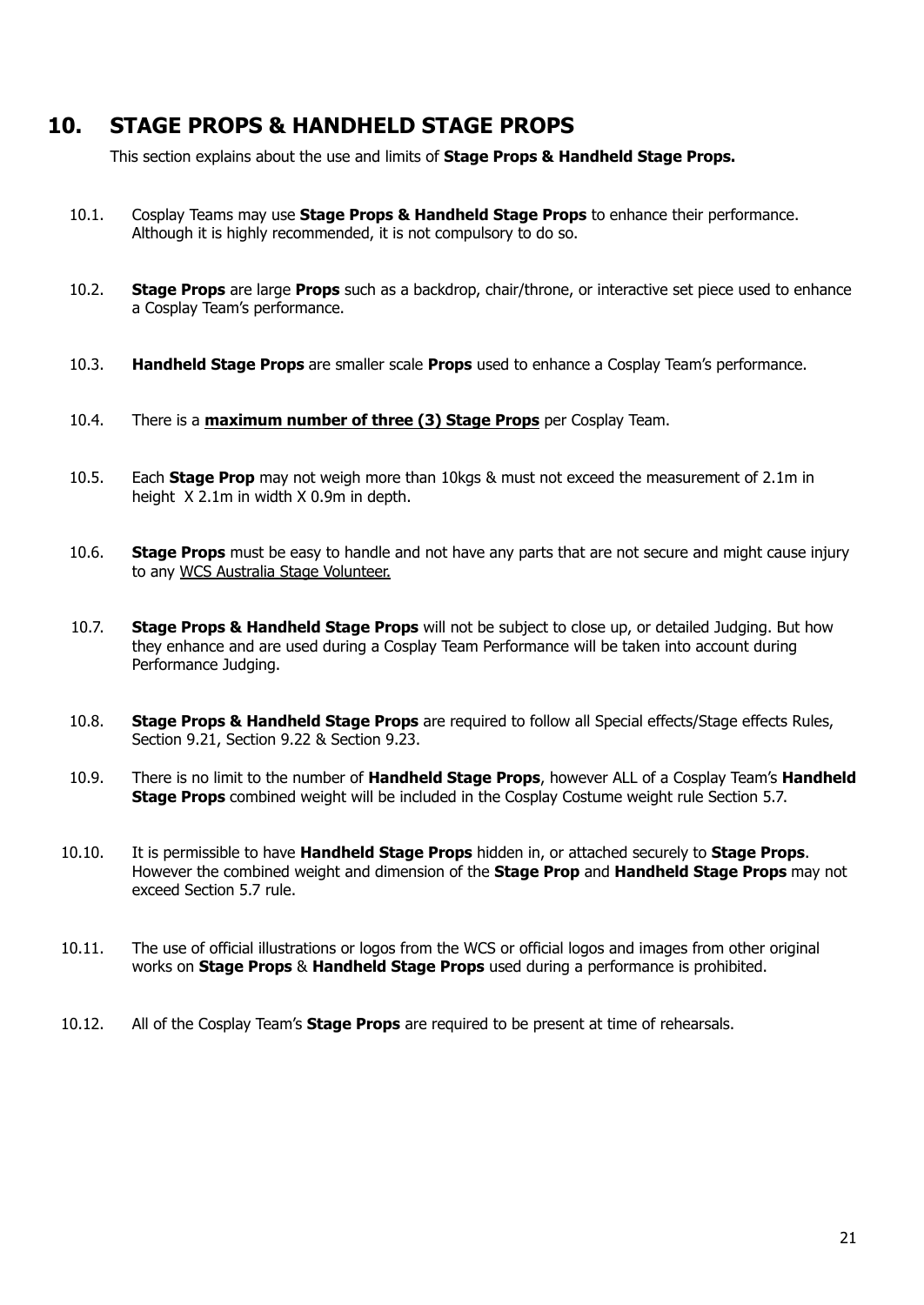## 10. STAGE PROPS & HANDHELD STAGE PROPS

This section explains about the use and limits of **Stage Props & Handheld Stage Props.**

10.1. Cosplay Teams may use **Stage Props & Handheld Stage Props** to enhance their performance. Although it is highly recommended, it is not compulsory to do so.

10.2. **Stage Props** are large **Props** such as a backdrop, chair/throne, or interactive set piece used to enhance a Cosplay Team's performance.

10.3. **Handheld Stage Props** are smaller scale **Props** used to enhance a Cosplay Team's performance.

10.4. There is a **maximum number of three (3) Stage Props** per Cosplay Team.

10.5. Each **Stage Prop** may not weigh more than 10kgs & must not exceed the measurement of 2.1m in height X 2.1m in width X 0.9m in depth.

10.6. **Stage Props** must be easy to handle and not have any parts that are not secure and might cause injury to any WCS Australia Stage Volunteer.

10.7. **Stage Props & Handheld Stage Props** will not be subject to close up, or detailed Judging. But how they enhance and are used during a Cosplay Team Performance will be taken into account during Performance Judging.

10.8. **Stage Props & Handheld Stage Props** are required to follow all Special effects/Stage effects Rules, Section 9.21, Section 9.22 & Section 9.23.

10.9. There is no limit to the number of **Handheld Stage Props**, however ALL of a Cosplay Team's **Handheld Stage Props** combined weight will be included in the Cosplay Costume weight rule Section 5.7.

10.10. It is permissible to have **Handheld Stage Props** hidden in, or attached securely to **Stage Props**. However the combined weight and dimension of the **Stage Prop** and **Handheld Stage Props** may not exceed Section 5.7 rule.

10.11. The use of official illustrations or logos from the WCS or official logos and images from other original works on **Stage Props** & **Handheld Stage Props** used during a performance is prohibited.

10.12. All of the Cosplay Team's **Stage Props** are required to be present at time of rehearsals.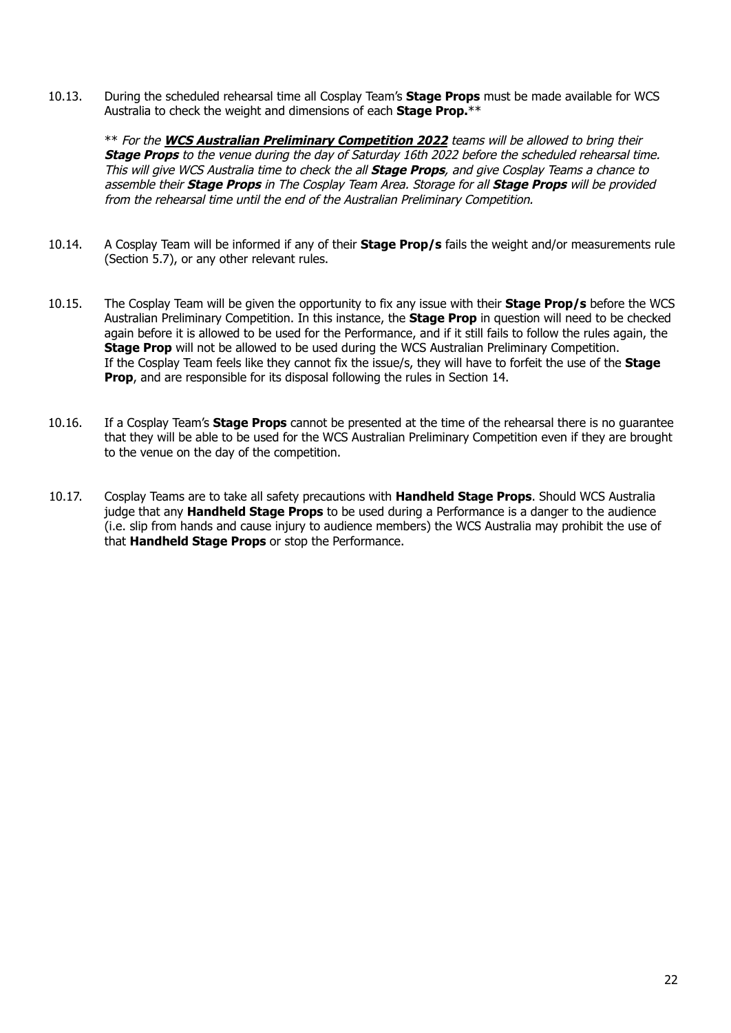10.13. During the scheduled rehearsal time all Cosplay Team's **Stage Props** must be made available for WCS Australia to check the weight and dimensions of each **Stage Prop.**\*\*

> \*\* *For the* ***WCS Australian Preliminary Competition 2022*** *teams will be allowed to bring their* ***Stage Props*** *to the venue during the day of Saturday 16th 2022 before the scheduled rehearsal time. This will give WCS Australia time to check the all* ***Stage Props****, and give Cosplay Teams a chance to assemble their* ***Stage Props*** *in The Cosplay Team Area. Storage for all* ***Stage Props*** *will be provided from the rehearsal time until the end of the Australian Preliminary Competition.*

10.14. A Cosplay Team will be informed if any of their **Stage Prop/s** fails the weight and/or measurements rule (Section 5.7), or any other relevant rules.

10.15. The Cosplay Team will be given the opportunity to fix any issue with their **Stage Prop/s** before the WCS Australian Preliminary Competition. In this instance, the **Stage Prop** in question will need to be checked again before it is allowed to be used for the Performance, and if it still fails to follow the rules again, the **Stage Prop** will not be allowed to be used during the WCS Australian Preliminary Competition.
If the Cosplay Team feels like they cannot fix the issue/s, they will have to forfeit the use of the **Stage Prop**, and are responsible for its disposal following the rules in Section 14.

10.16. If a Cosplay Team's **Stage Props** cannot be presented at the time of the rehearsal there is no guarantee that they will be able to be used for the WCS Australian Preliminary Competition even if they are brought to the venue on the day of the competition.

10.17. Cosplay Teams are to take all safety precautions with **Handheld Stage Props**. Should WCS Australia judge that any **Handheld Stage Props** to be used during a Performance is a danger to the audience (i.e. slip from hands and cause injury to audience members) the WCS Australia may prohibit the use of that **Handheld Stage Props** or stop the Performance.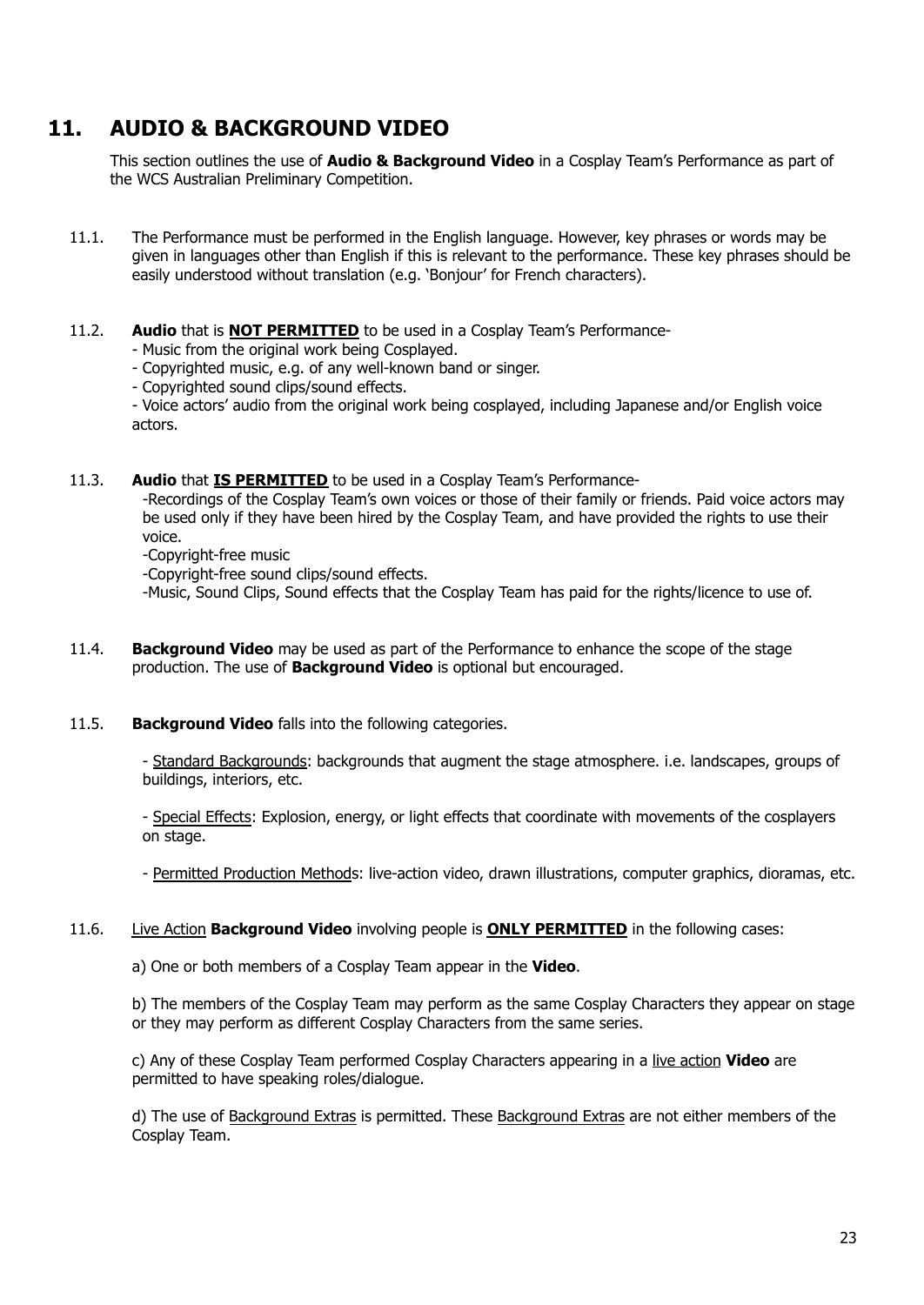## 11. AUDIO & BACKGROUND VIDEO

This section outlines the use of **Audio & Background Video** in a Cosplay Team's Performance as part of the WCS Australian Preliminary Competition.

11.1. The Performance must be performed in the English language. However, key phrases or words may be given in languages other than English if this is relevant to the performance. These key phrases should be easily understood without translation (e.g. 'Bonjour' for French characters).

11.2. **Audio** that is <u>**NOT PERMITTED**</u> to be used in a Cosplay Team's Performance-
- Music from the original work being Cosplayed.
- Copyrighted music, e.g. of any well-known band or singer.
- Copyrighted sound clips/sound effects.
- Voice actors' audio from the original work being cosplayed, including Japanese and/or English voice actors.

11.3. **Audio** that <u>**IS PERMITTED**</u> to be used in a Cosplay Team's Performance-
- Recordings of the Cosplay Team's own voices or those of their family or friends. Paid voice actors may be used only if they have been hired by the Cosplay Team, and have provided the rights to use their voice.
- Copyright-free music
- Copyright-free sound clips/sound effects.
- Music, Sound Clips, Sound effects that the Cosplay Team has paid for the rights/licence to use of.

11.4. **Background Video** may be used as part of the Performance to enhance the scope of the stage production. The use of **Background Video** is optional but encouraged.

11.5. **Background Video** falls into the following categories.

- <u>Standard Backgrounds</u>: backgrounds that augment the stage atmosphere. i.e. landscapes, groups of buildings, interiors, etc.

- <u>Special Effects</u>: Explosion, energy, or light effects that coordinate with movements of the cosplayers on stage.

- <u>Permitted Production Method</u>s: live-action video, drawn illustrations, computer graphics, dioramas, etc.

11.6. <u>Live Action</u> **Background Video** involving people is <u>**ONLY PERMITTED**</u> in the following cases:

a) One or both members of a Cosplay Team appear in the **Video**.

b) The members of the Cosplay Team may perform as the same Cosplay Characters they appear on stage or they may perform as different Cosplay Characters from the same series.

c) Any of these Cosplay Team performed Cosplay Characters appearing in a <u>live action</u> **Video** are permitted to have speaking roles/dialogue.

d) The use of <u>Background Extras</u> is permitted. These <u>Background Extras</u> are not either members of the Cosplay Team.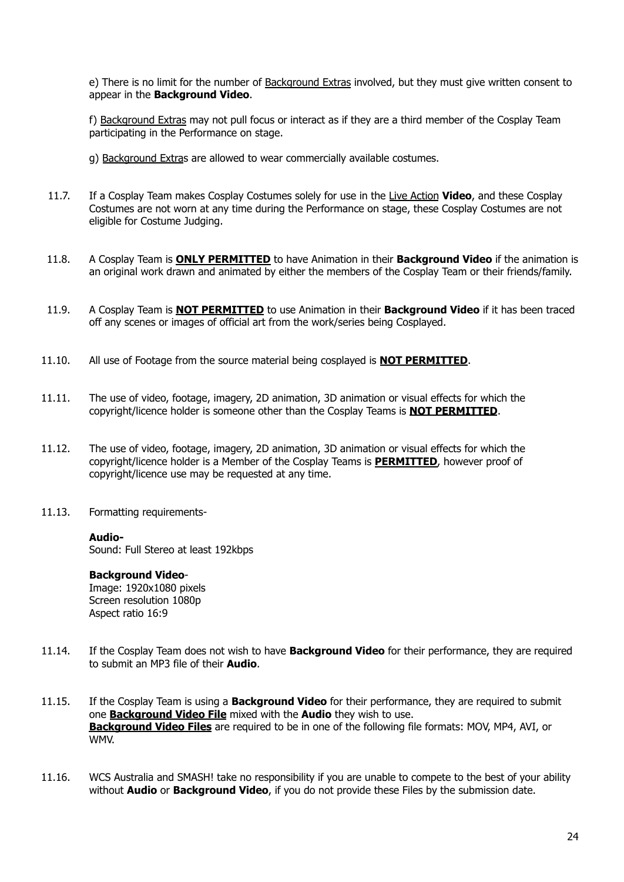e) There is no limit for the number of Background Extras involved, but they must give written consent to appear in the **Background Video**.

f) Background Extras may not pull focus or interact as if they are a third member of the Cosplay Team participating in the Performance on stage.

g) Background Extras are allowed to wear commercially available costumes.

11.7. If a Cosplay Team makes Cosplay Costumes solely for use in the Live Action **Video**, and these Cosplay Costumes are not worn at any time during the Performance on stage, these Cosplay Costumes are not eligible for Costume Judging.

11.8. A Cosplay Team is **ONLY PERMITTED** to have Animation in their **Background Video** if the animation is an original work drawn and animated by either the members of the Cosplay Team or their friends/family.

11.9. A Cosplay Team is **NOT PERMITTED** to use Animation in their **Background Video** if it has been traced off any scenes or images of official art from the work/series being Cosplayed.

11.10. All use of Footage from the source material being cosplayed is **NOT PERMITTED**.

11.11. The use of video, footage, imagery, 2D animation, 3D animation or visual effects for which the copyright/licence holder is someone other than the Cosplay Teams is **NOT PERMITTED**.

11.12. The use of video, footage, imagery, 2D animation, 3D animation or visual effects for which the copyright/licence holder is a Member of the Cosplay Teams is **PERMITTED**, however proof of copyright/licence use may be requested at any time.

11.13. Formatting requirements-

**Audio-**
Sound: Full Stereo at least 192kbps

**Background Video**-
Image: 1920x1080 pixels
Screen resolution 1080p
Aspect ratio 16:9

11.14. If the Cosplay Team does not wish to have **Background Video** for their performance, they are required to submit an MP3 file of their **Audio**.

11.15. If the Cosplay Team is using a **Background Video** for their performance, they are required to submit one **Background Video File** mixed with the **Audio** they wish to use.
**Background Video Files** are required to be in one of the following file formats: MOV, MP4, AVI, or WMV.

11.16. WCS Australia and SMASH! take no responsibility if you are unable to compete to the best of your ability without **Audio** or **Background Video**, if you do not provide these Files by the submission date.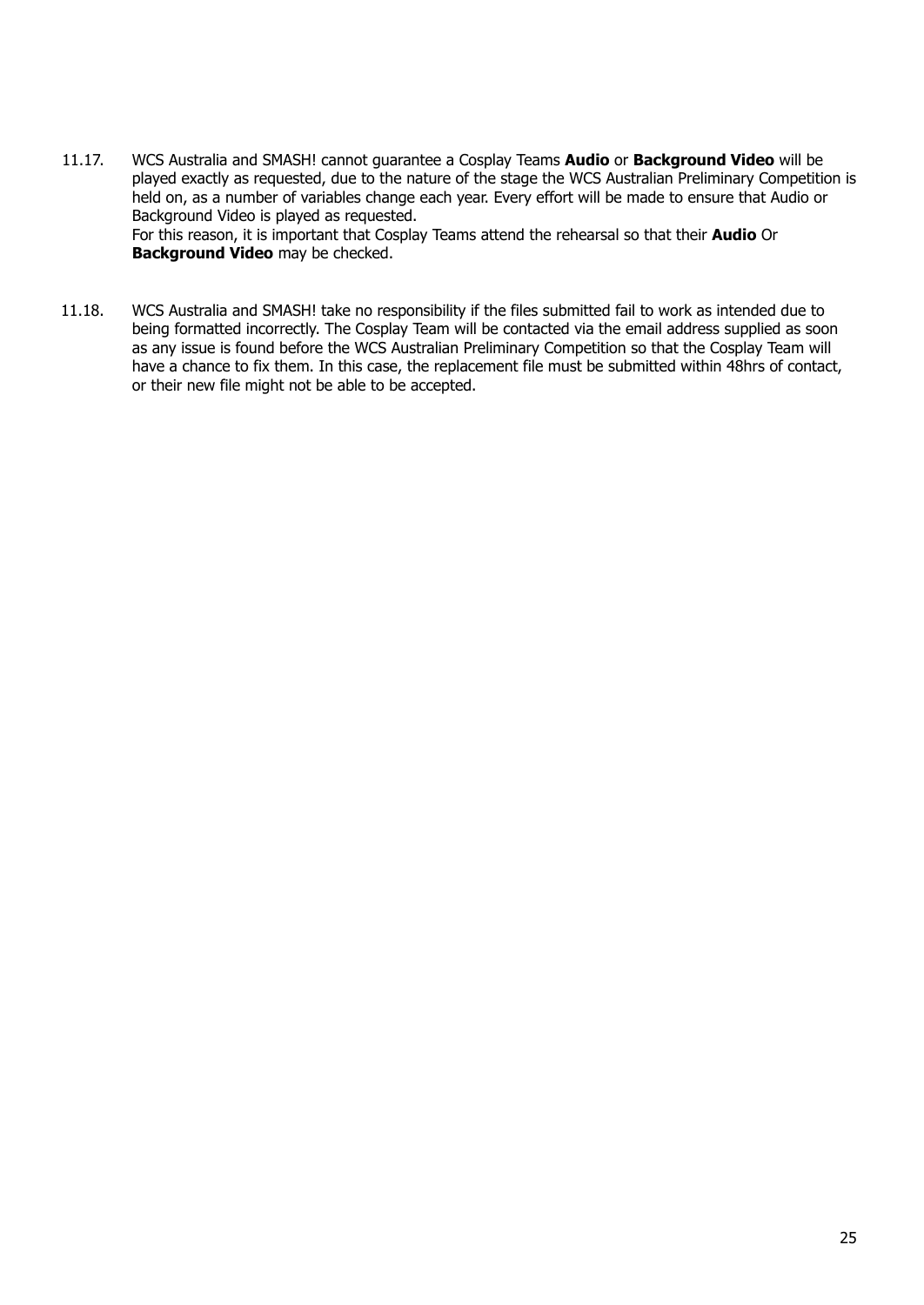11.17. WCS Australia and SMASH! cannot guarantee a Cosplay Teams **Audio** or **Background Video** will be played exactly as requested, due to the nature of the stage the WCS Australian Preliminary Competition is held on, as a number of variables change each year. Every effort will be made to ensure that Audio or Background Video is played as requested.
For this reason, it is important that Cosplay Teams attend the rehearsal so that their **Audio** Or **Background Video** may be checked.

11.18. WCS Australia and SMASH! take no responsibility if the files submitted fail to work as intended due to being formatted incorrectly. The Cosplay Team will be contacted via the email address supplied as soon as any issue is found before the WCS Australian Preliminary Competition so that the Cosplay Team will have a chance to fix them. In this case, the replacement file must be submitted within 48hrs of contact, or their new file might not be able to be accepted.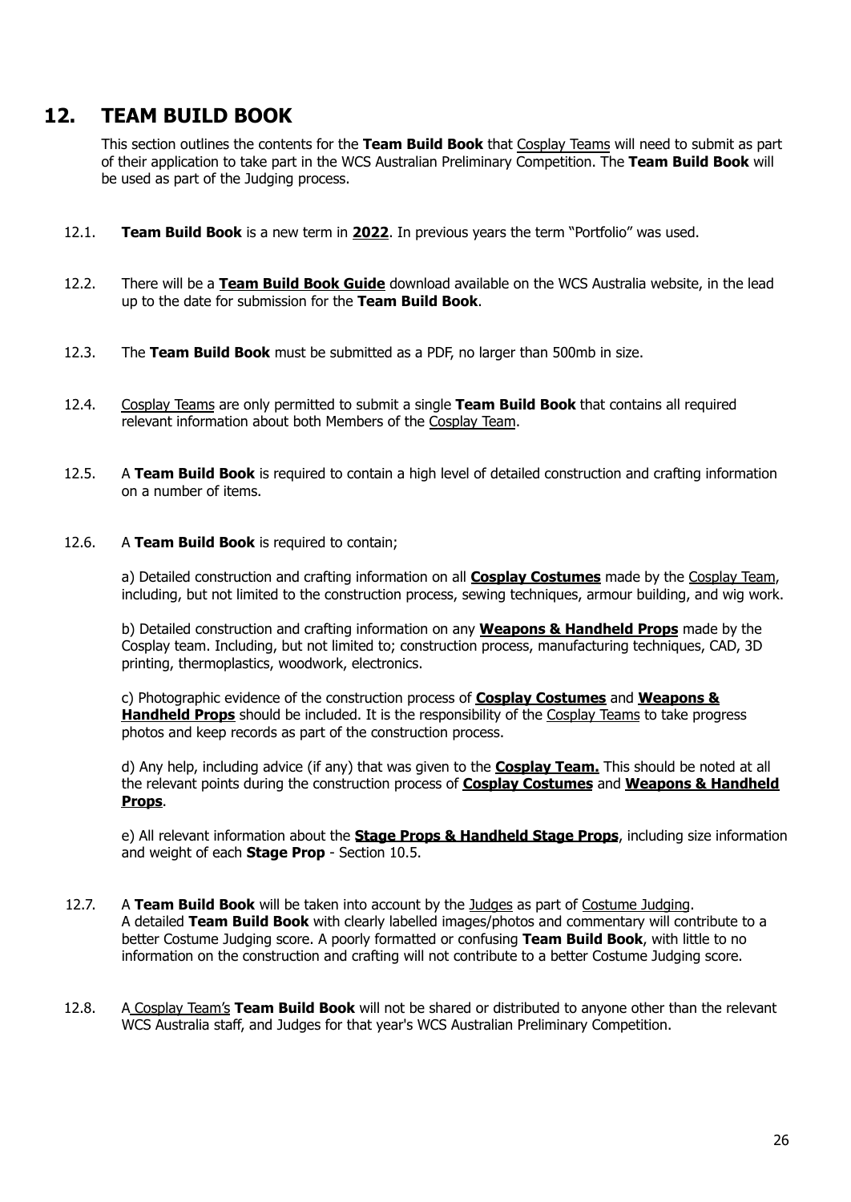## 12. TEAM BUILD BOOK

This section outlines the contents for the **Team Build Book** that Cosplay Teams will need to submit as part of their application to take part in the WCS Australian Preliminary Competition. The **Team Build Book** will be used as part of the Judging process.

12.1. **Team Build Book** is a new term in **2022**. In previous years the term "Portfolio" was used.

12.2. There will be a **Team Build Book Guide** download available on the WCS Australia website, in the lead up to the date for submission for the **Team Build Book**.

12.3. The **Team Build Book** must be submitted as a PDF, no larger than 500mb in size.

12.4. Cosplay Teams are only permitted to submit a single **Team Build Book** that contains all required relevant information about both Members of the Cosplay Team.

12.5. A **Team Build Book** is required to contain a high level of detailed construction and crafting information on a number of items.

12.6. A **Team Build Book** is required to contain;

a) Detailed construction and crafting information on all **Cosplay Costumes** made by the Cosplay Team, including, but not limited to the construction process, sewing techniques, armour building, and wig work.

b) Detailed construction and crafting information on any **Weapons & Handheld Props** made by the Cosplay team. Including, but not limited to; construction process, manufacturing techniques, CAD, 3D printing, thermoplastics, woodwork, electronics.

c) Photographic evidence of the construction process of **Cosplay Costumes** and **Weapons & Handheld Props** should be included. It is the responsibility of the Cosplay Teams to take progress photos and keep records as part of the construction process.

d) Any help, including advice (if any) that was given to the **Cosplay Team.** This should be noted at all the relevant points during the construction process of **Cosplay Costumes** and **Weapons & Handheld Props**.

e) All relevant information about the **Stage Props & Handheld Stage Props**, including size information and weight of each **Stage Prop** - Section 10.5.

12.7. A **Team Build Book** will be taken into account by the Judges as part of Costume Judging. A detailed **Team Build Book** with clearly labelled images/photos and commentary will contribute to a better Costume Judging score. A poorly formatted or confusing **Team Build Book**, with little to no information on the construction and crafting will not contribute to a better Costume Judging score.

12.8. A Cosplay Team's **Team Build Book** will not be shared or distributed to anyone other than the relevant WCS Australia staff, and Judges for that year's WCS Australian Preliminary Competition.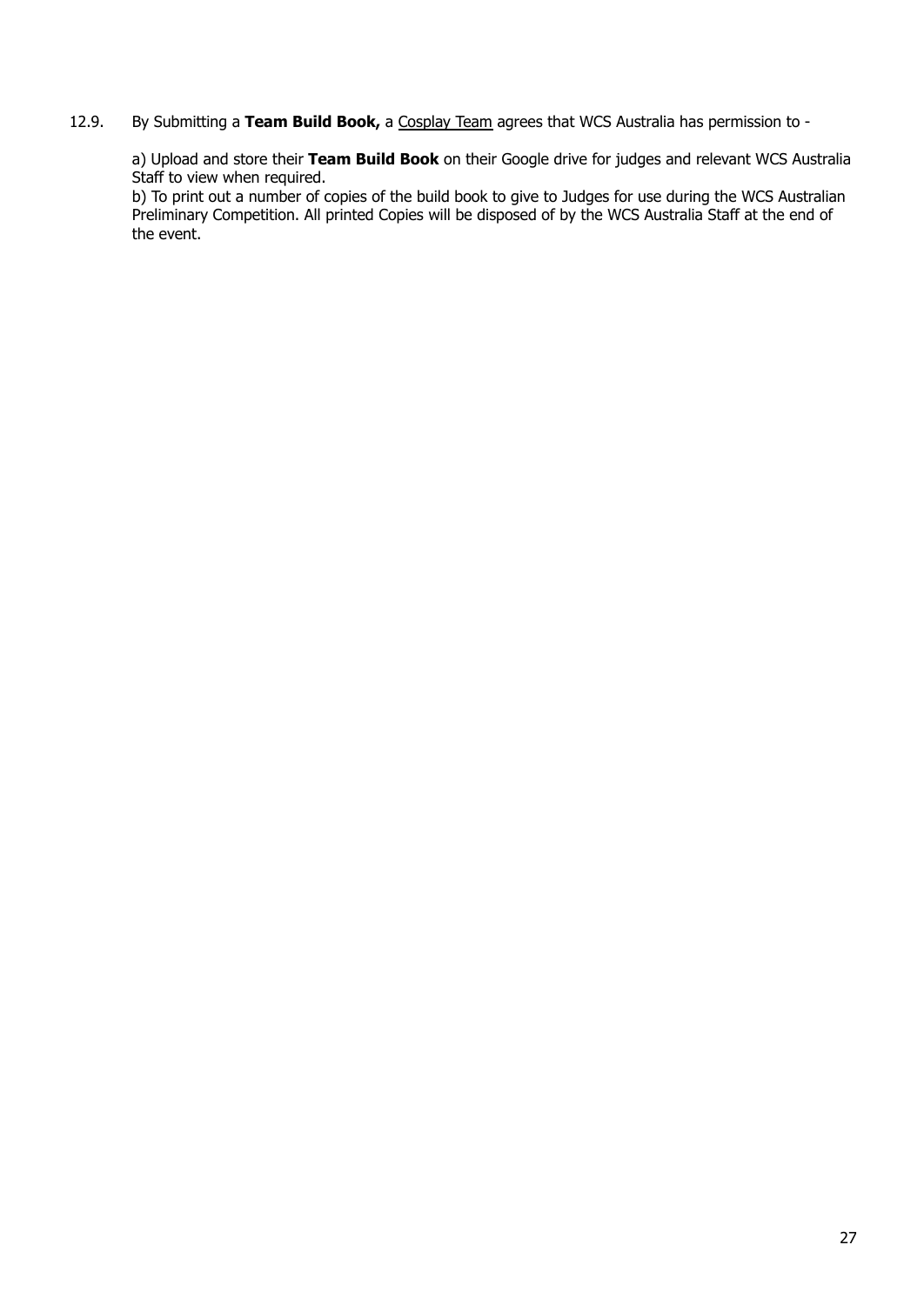12.9. By Submitting a **Team Build Book,** a Cosplay Team agrees that WCS Australia has permission to -

a) Upload and store their **Team Build Book** on their Google drive for judges and relevant WCS Australia Staff to view when required.
b) To print out a number of copies of the build book to give to Judges for use during the WCS Australian Preliminary Competition. All printed Copies will be disposed of by the WCS Australia Staff at the end of the event.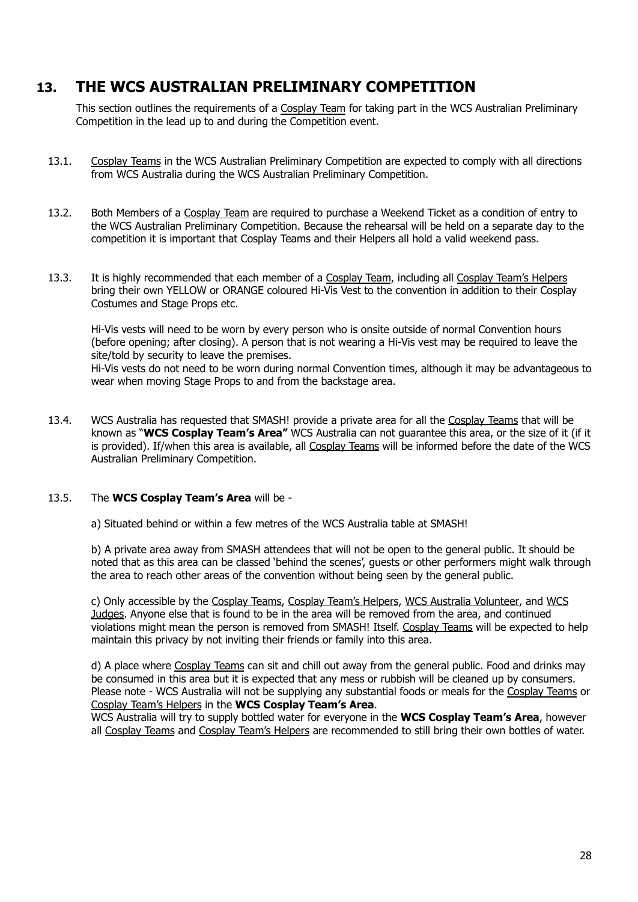## 13. THE WCS AUSTRALIAN PRELIMINARY COMPETITION

This section outlines the requirements of a Cosplay Team for taking part in the WCS Australian Preliminary Competition in the lead up to and during the Competition event.

13.1. Cosplay Teams in the WCS Australian Preliminary Competition are expected to comply with all directions from WCS Australia during the WCS Australian Preliminary Competition.

13.2. Both Members of a Cosplay Team are required to purchase a Weekend Ticket as a condition of entry to the WCS Australian Preliminary Competition. Because the rehearsal will be held on a separate day to the competition it is important that Cosplay Teams and their Helpers all hold a valid weekend pass.

13.3. It is highly recommended that each member of a Cosplay Team, including all Cosplay Team's Helpers bring their own YELLOW or ORANGE coloured Hi-Vis Vest to the convention in addition to their Cosplay Costumes and Stage Props etc.

Hi-Vis vests will need to be worn by every person who is onsite outside of normal Convention hours (before opening; after closing). A person that is not wearing a Hi-Vis vest may be required to leave the site/told by security to leave the premises.
Hi-Vis vests do not need to be worn during normal Convention times, although it may be advantageous to wear when moving Stage Props to and from the backstage area.

13.4. WCS Australia has requested that SMASH! provide a private area for all the Cosplay Teams that will be known as "**WCS Cosplay Team's Area"** WCS Australia can not guarantee this area, or the size of it (if it is provided). If/when this area is available, all Cosplay Teams will be informed before the date of the WCS Australian Preliminary Competition.

13.5. The **WCS Cosplay Team's Area** will be -

a) Situated behind or within a few metres of the WCS Australia table at SMASH!

b) A private area away from SMASH attendees that will not be open to the general public. It should be noted that as this area can be classed 'behind the scenes', guests or other performers might walk through the area to reach other areas of the convention without being seen by the general public.

c) Only accessible by the Cosplay Teams, Cosplay Team's Helpers, WCS Australia Volunteer, and WCS Judges. Anyone else that is found to be in the area will be removed from the area, and continued violations might mean the person is removed from SMASH! Itself. Cosplay Teams will be expected to help maintain this privacy by not inviting their friends or family into this area.

d) A place where Cosplay Teams can sit and chill out away from the general public. Food and drinks may be consumed in this area but it is expected that any mess or rubbish will be cleaned up by consumers. Please note - WCS Australia will not be supplying any substantial foods or meals for the Cosplay Teams or Cosplay Team's Helpers in the **WCS Cosplay Team's Area**.
WCS Australia will try to supply bottled water for everyone in the **WCS Cosplay Team's Area**, however all Cosplay Teams and Cosplay Team's Helpers are recommended to still bring their own bottles of water.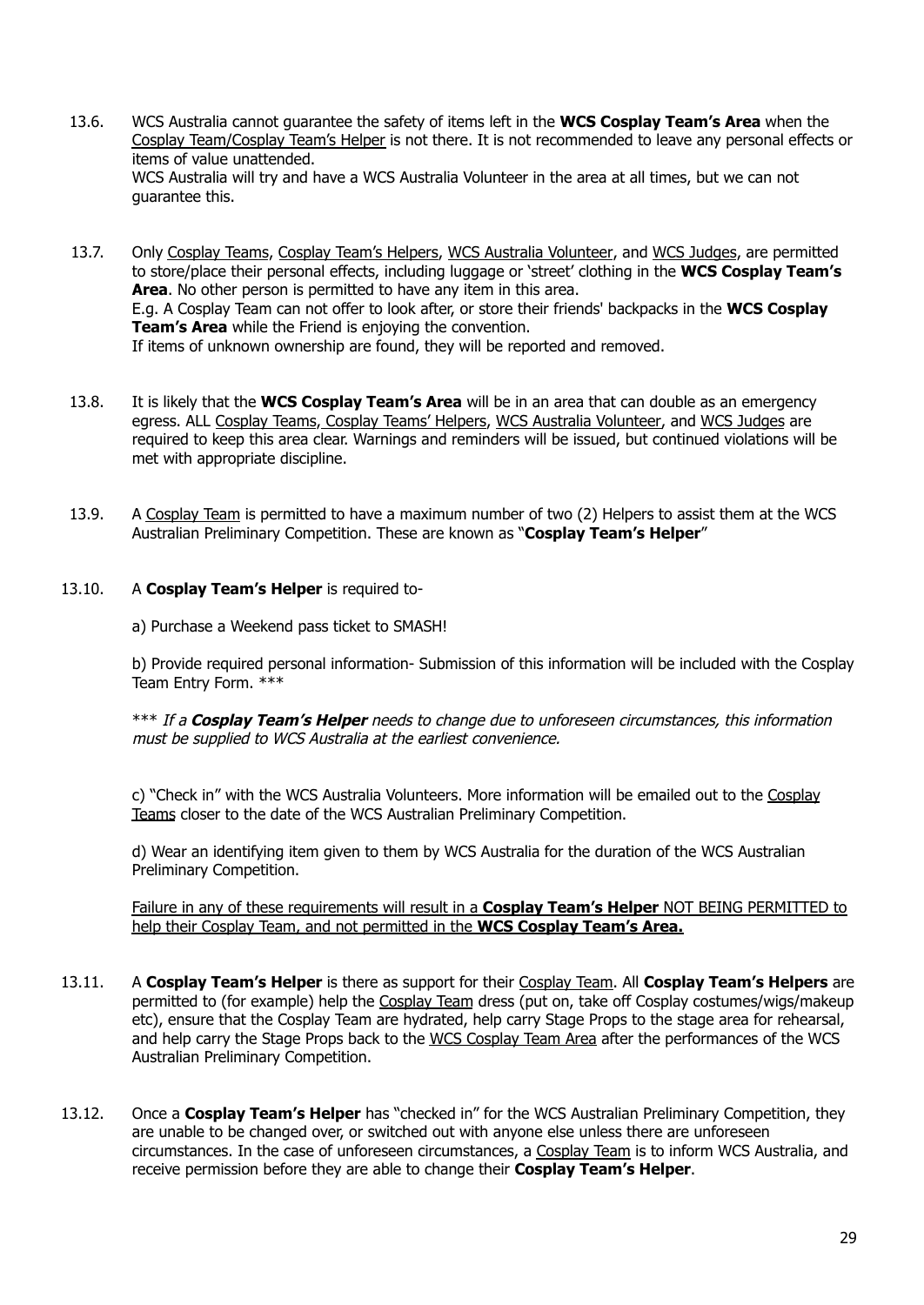13.6. WCS Australia cannot guarantee the safety of items left in the **WCS Cosplay Team's Area** when the Cosplay Team/Cosplay Team's Helper is not there. It is not recommended to leave any personal effects or items of value unattended.
WCS Australia will try and have a WCS Australia Volunteer in the area at all times, but we can not guarantee this.

13.7. Only Cosplay Teams, Cosplay Team's Helpers, WCS Australia Volunteer, and WCS Judges, are permitted to store/place their personal effects, including luggage or 'street' clothing in the **WCS Cosplay Team's Area**. No other person is permitted to have any item in this area.
E.g. A Cosplay Team can not offer to look after, or store their friends' backpacks in the **WCS Cosplay Team's Area** while the Friend is enjoying the convention.
If items of unknown ownership are found, they will be reported and removed.

13.8. It is likely that the **WCS Cosplay Team's Area** will be in an area that can double as an emergency egress. ALL Cosplay Teams, Cosplay Teams' Helpers, WCS Australia Volunteer, and WCS Judges are required to keep this area clear. Warnings and reminders will be issued, but continued violations will be met with appropriate discipline.

13.9. A Cosplay Team is permitted to have a maximum number of two (2) Helpers to assist them at the WCS Australian Preliminary Competition. These are known as "**Cosplay Team's Helper**"

13.10. A **Cosplay Team's Helper** is required to-

a) Purchase a Weekend pass ticket to SMASH!

b) Provide required personal information- Submission of this information will be included with the Cosplay Team Entry Form. ***

*** *If a **Cosplay Team's Helper** needs to change due to unforeseen circumstances, this information must be supplied to WCS Australia at the earliest convenience.*

c) "Check in" with the WCS Australia Volunteers. More information will be emailed out to the Cosplay Teams closer to the date of the WCS Australian Preliminary Competition.

d) Wear an identifying item given to them by WCS Australia for the duration of the WCS Australian Preliminary Competition.

Failure in any of these requirements will result in a **Cosplay Team's Helper** NOT BEING PERMITTED to help their Cosplay Team, and not permitted in the **WCS Cosplay Team's Area.**

13.11. A **Cosplay Team's Helper** is there as support for their Cosplay Team. All **Cosplay Team's Helpers** are permitted to (for example) help the Cosplay Team dress (put on, take off Cosplay costumes/wigs/makeup etc), ensure that the Cosplay Team are hydrated, help carry Stage Props to the stage area for rehearsal, and help carry the Stage Props back to the WCS Cosplay Team Area after the performances of the WCS Australian Preliminary Competition.

13.12. Once a **Cosplay Team's Helper** has "checked in" for the WCS Australian Preliminary Competition, they are unable to be changed over, or switched out with anyone else unless there are unforeseen circumstances. In the case of unforeseen circumstances, a Cosplay Team is to inform WCS Australia, and receive permission before they are able to change their **Cosplay Team's Helper**.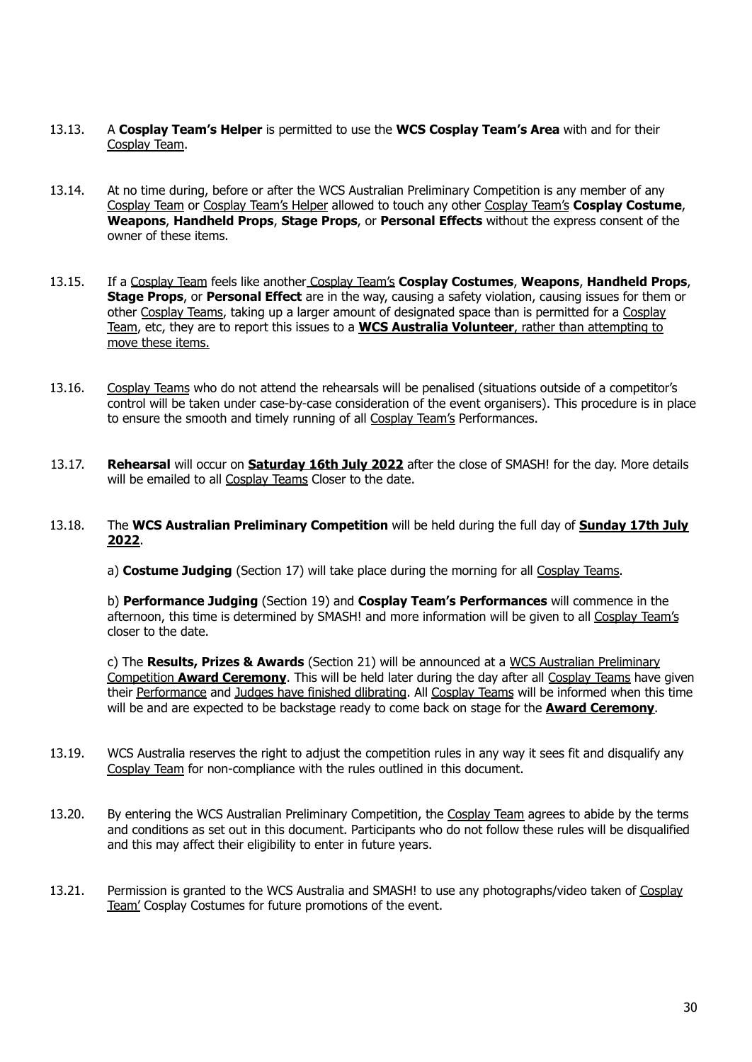13.13. A **Cosplay Team's Helper** is permitted to use the **WCS Cosplay Team's Area** with and for their Cosplay Team.

13.14. At no time during, before or after the WCS Australian Preliminary Competition is any member of any Cosplay Team or Cosplay Team's Helper allowed to touch any other Cosplay Team's **Cosplay Costume**, **Weapons**, **Handheld Props**, **Stage Props**, or **Personal Effects** without the express consent of the owner of these items.

13.15. If a Cosplay Team feels like another Cosplay Team's **Cosplay Costumes**, **Weapons**, **Handheld Props**, **Stage Props**, or **Personal Effect** are in the way, causing a safety violation, causing issues for them or other Cosplay Teams, taking up a larger amount of designated space than is permitted for a Cosplay Team, etc, they are to report this issues to a **WCS Australia Volunteer**, rather than attempting to move these items.

13.16. Cosplay Teams who do not attend the rehearsals will be penalised (situations outside of a competitor's control will be taken under case-by-case consideration of the event organisers). This procedure is in place to ensure the smooth and timely running of all Cosplay Team's Performances.

13.17. **Rehearsal** will occur on **Saturday 16th July 2022** after the close of SMASH! for the day. More details will be emailed to all Cosplay Teams Closer to the date.

13.18. The **WCS Australian Preliminary Competition** will be held during the full day of **Sunday 17th July 2022**.

a) **Costume Judging** (Section 17) will take place during the morning for all Cosplay Teams.

b) **Performance Judging** (Section 19) and **Cosplay Team's Performances** will commence in the afternoon, this time is determined by SMASH! and more information will be given to all Cosplay Team's closer to the date.

c) The **Results, Prizes & Awards** (Section 21) will be announced at a WCS Australian Preliminary Competition **Award Ceremony**. This will be held later during the day after all Cosplay Teams have given their Performance and Judges have finished dlibrating. All Cosplay Teams will be informed when this time will be and are expected to be backstage ready to come back on stage for the **Award Ceremony**.

13.19. WCS Australia reserves the right to adjust the competition rules in any way it sees fit and disqualify any Cosplay Team for non-compliance with the rules outlined in this document.

13.20. By entering the WCS Australian Preliminary Competition, the Cosplay Team agrees to abide by the terms and conditions as set out in this document. Participants who do not follow these rules will be disqualified and this may affect their eligibility to enter in future years.

13.21. Permission is granted to the WCS Australia and SMASH! to use any photographs/video taken of Cosplay Team' Cosplay Costumes for future promotions of the event.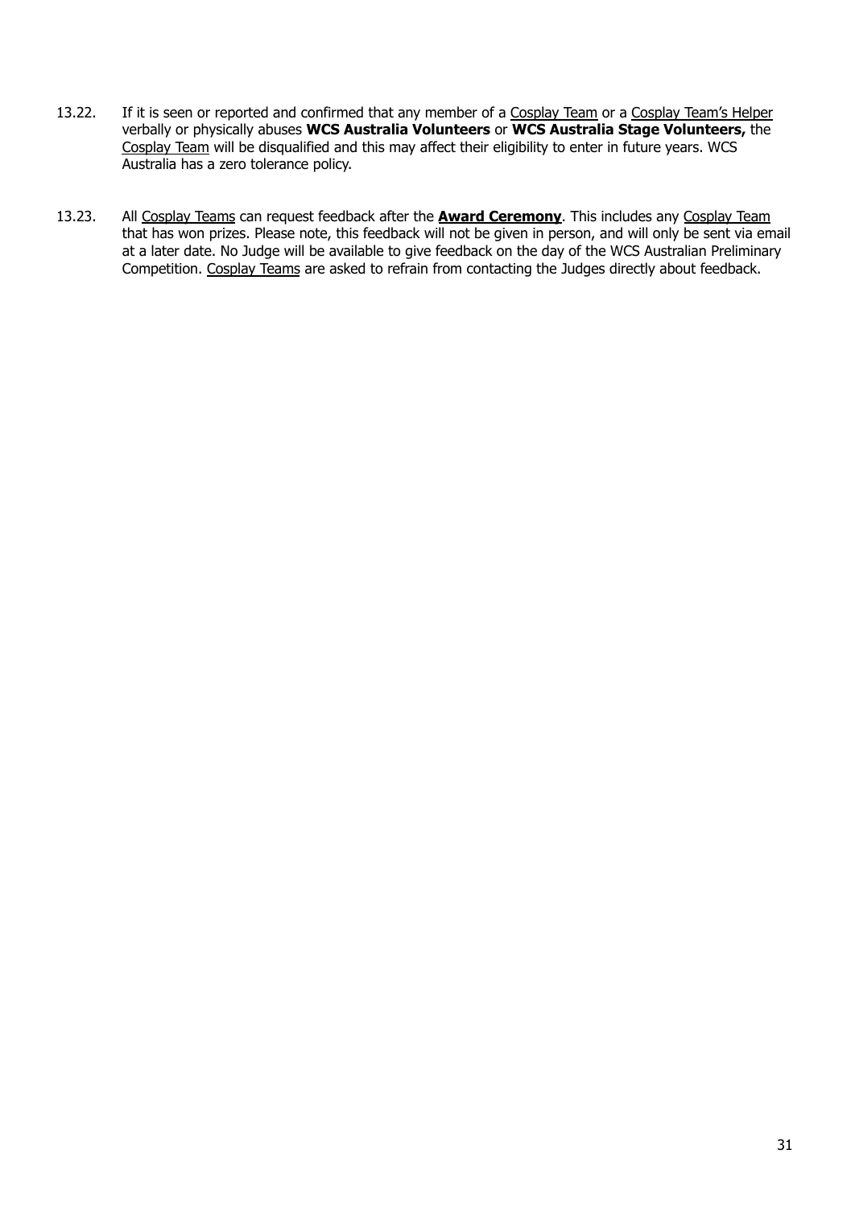13.22. If it is seen or reported and confirmed that any member of a Cosplay Team or a Cosplay Team's Helper verbally or physically abuses **WCS Australia Volunteers** or **WCS Australia Stage Volunteers,** the Cosplay Team will be disqualified and this may affect their eligibility to enter in future years. WCS Australia has a zero tolerance policy.

13.23. All Cosplay Teams can request feedback after the **Award Ceremony**. This includes any Cosplay Team that has won prizes. Please note, this feedback will not be given in person, and will only be sent via email at a later date. No Judge will be available to give feedback on the day of the WCS Australian Preliminary Competition. Cosplay Teams are asked to refrain from contacting the Judges directly about feedback.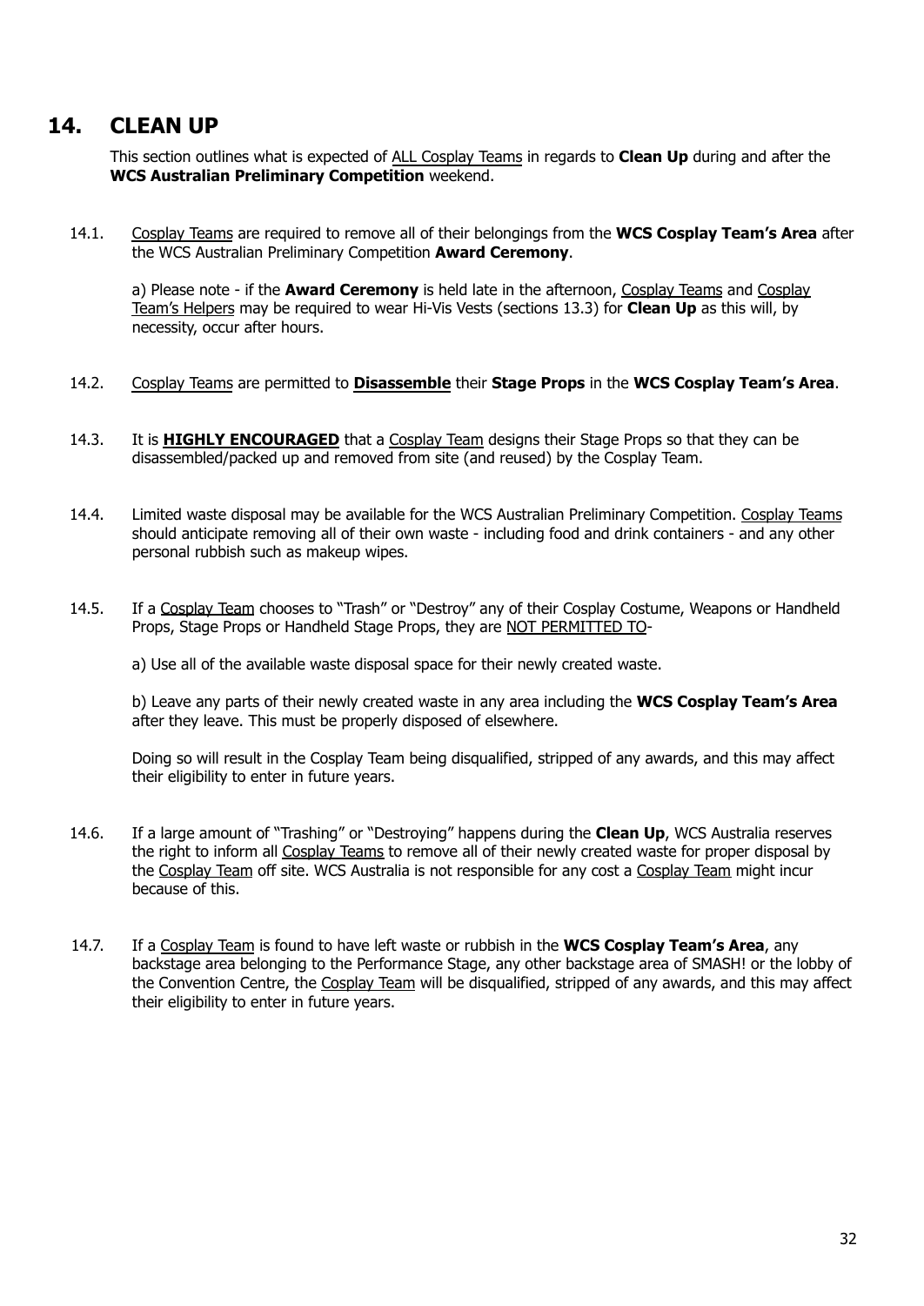## 14. CLEAN UP

This section outlines what is expected of ALL Cosplay Teams in regards to **Clean Up** during and after the **WCS Australian Preliminary Competition** weekend.

14.1. Cosplay Teams are required to remove all of their belongings from the **WCS Cosplay Team's Area** after the WCS Australian Preliminary Competition **Award Ceremony**.

a) Please note - if the **Award Ceremony** is held late in the afternoon, Cosplay Teams and Cosplay Team's Helpers may be required to wear Hi-Vis Vests (sections 13.3) for **Clean Up** as this will, by necessity, occur after hours.

14.2. Cosplay Teams are permitted to **Disassemble** their **Stage Props** in the **WCS Cosplay Team's Area**.

14.3. It is **HIGHLY ENCOURAGED** that a Cosplay Team designs their Stage Props so that they can be disassembled/packed up and removed from site (and reused) by the Cosplay Team.

14.4. Limited waste disposal may be available for the WCS Australian Preliminary Competition. Cosplay Teams should anticipate removing all of their own waste - including food and drink containers - and any other personal rubbish such as makeup wipes.

14.5. If a Cosplay Team chooses to "Trash" or "Destroy" any of their Cosplay Costume, Weapons or Handheld Props, Stage Props or Handheld Stage Props, they are NOT PERMITTED TO-

a) Use all of the available waste disposal space for their newly created waste.

b) Leave any parts of their newly created waste in any area including the **WCS Cosplay Team's Area** after they leave. This must be properly disposed of elsewhere.

Doing so will result in the Cosplay Team being disqualified, stripped of any awards, and this may affect their eligibility to enter in future years.

14.6. If a large amount of "Trashing" or "Destroying" happens during the **Clean Up**, WCS Australia reserves the right to inform all Cosplay Teams to remove all of their newly created waste for proper disposal by the Cosplay Team off site. WCS Australia is not responsible for any cost a Cosplay Team might incur because of this.

14.7. If a Cosplay Team is found to have left waste or rubbish in the **WCS Cosplay Team's Area**, any backstage area belonging to the Performance Stage, any other backstage area of SMASH! or the lobby of the Convention Centre, the Cosplay Team will be disqualified, stripped of any awards, and this may affect their eligibility to enter in future years.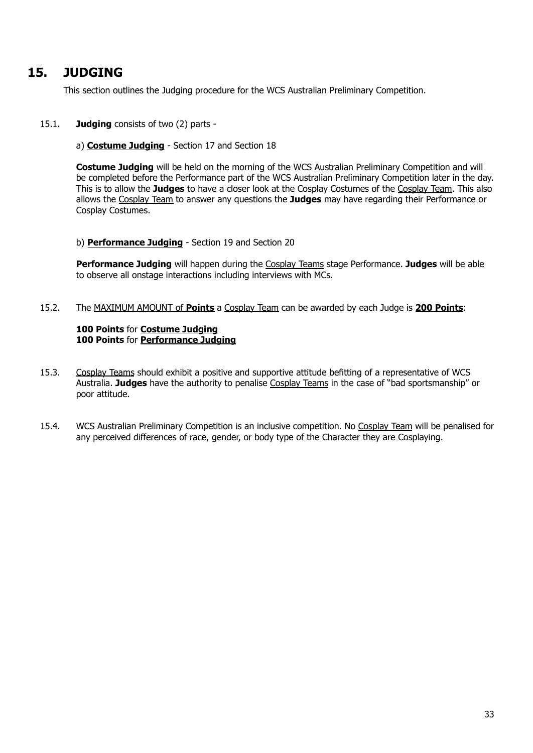# 15. JUDGING

This section outlines the Judging procedure for the WCS Australian Preliminary Competition.

15.1. **Judging** consists of two (2) parts -

a) **Costume Judging** - Section 17 and Section 18

**Costume Judging** will be held on the morning of the WCS Australian Preliminary Competition and will be completed before the Performance part of the WCS Australian Preliminary Competition later in the day. This is to allow the **Judges** to have a closer look at the Cosplay Costumes of the Cosplay Team. This also allows the Cosplay Team to answer any questions the **Judges** may have regarding their Performance or Cosplay Costumes.

b) **Performance Judging** - Section 19 and Section 20

**Performance Judging** will happen during the Cosplay Teams stage Performance. **Judges** will be able to observe all onstage interactions including interviews with MCs.

15.2. The MAXIMUM AMOUNT of **Points** a Cosplay Team can be awarded by each Judge is **200 Points**:

**100 Points** for **Costume Judging**
**100 Points** for **Performance Judging**

15.3. Cosplay Teams should exhibit a positive and supportive attitude befitting of a representative of WCS Australia. **Judges** have the authority to penalise Cosplay Teams in the case of "bad sportsmanship" or poor attitude.

15.4. WCS Australian Preliminary Competition is an inclusive competition. No Cosplay Team will be penalised for any perceived differences of race, gender, or body type of the Character they are Cosplaying.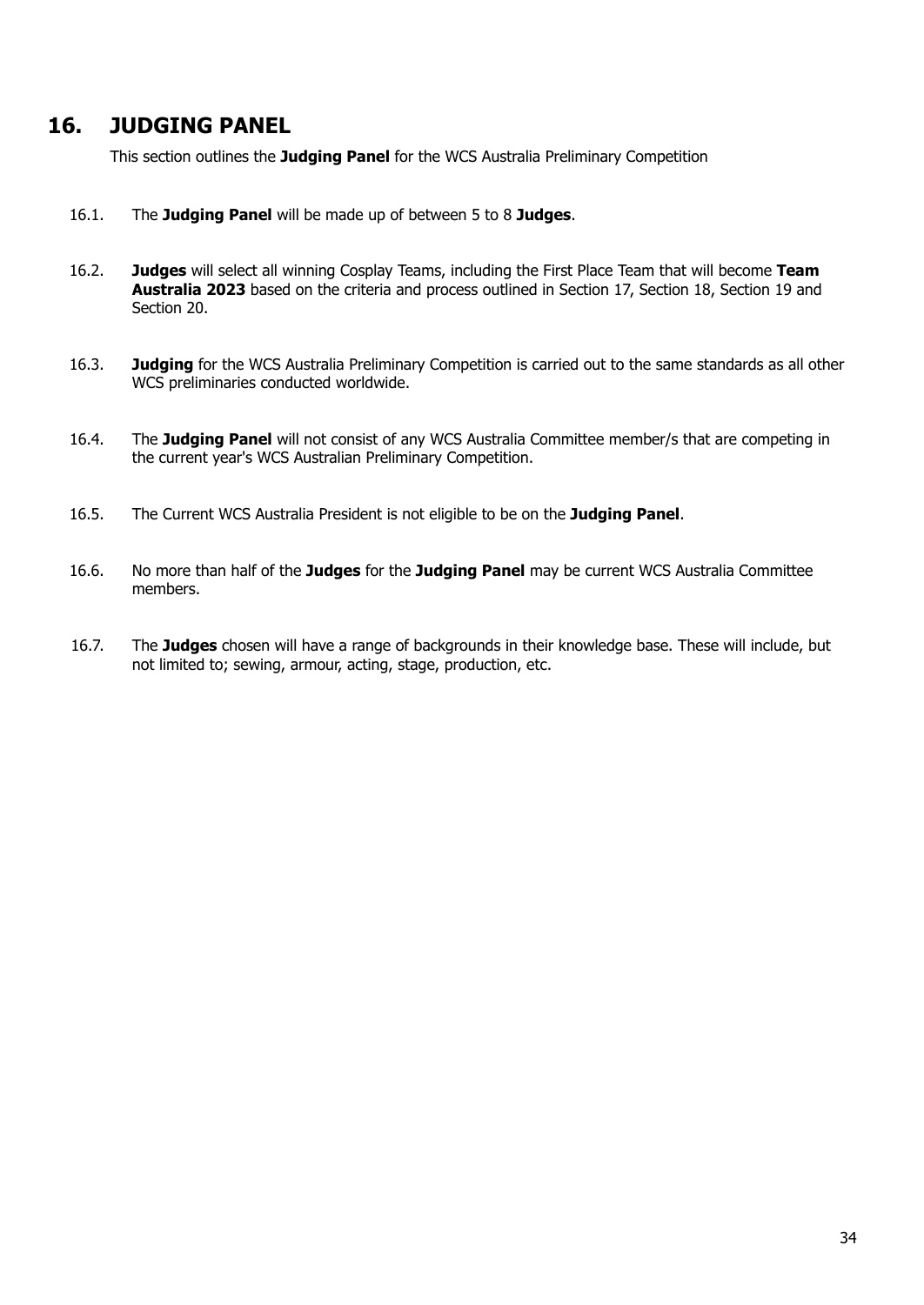## 16. JUDGING PANEL

This section outlines the **Judging Panel** for the WCS Australia Preliminary Competition

16.1. The **Judging Panel** will be made up of between 5 to 8 **Judges**.

16.2. **Judges** will select all winning Cosplay Teams, including the First Place Team that will become **Team Australia 2023** based on the criteria and process outlined in Section 17, Section 18, Section 19 and Section 20.

16.3. **Judging** for the WCS Australia Preliminary Competition is carried out to the same standards as all other WCS preliminaries conducted worldwide.

16.4. The **Judging Panel** will not consist of any WCS Australia Committee member/s that are competing in the current year's WCS Australian Preliminary Competition.

16.5. The Current WCS Australia President is not eligible to be on the **Judging Panel**.

16.6. No more than half of the **Judges** for the **Judging Panel** may be current WCS Australia Committee members.

16.7. The **Judges** chosen will have a range of backgrounds in their knowledge base. These will include, but not limited to; sewing, armour, acting, stage, production, etc.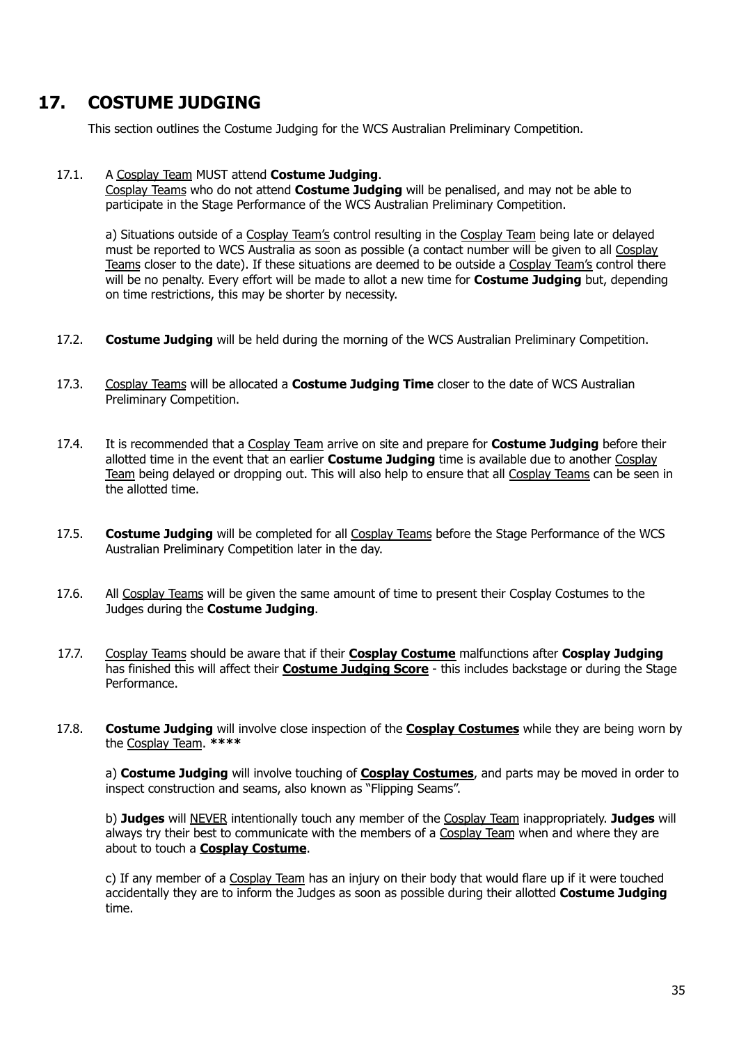## 17. COSTUME JUDGING

This section outlines the Costume Judging for the WCS Australian Preliminary Competition.

17.1. A Cosplay Team MUST attend **Costume Judging**.
Cosplay Teams who do not attend **Costume Judging** will be penalised, and may not be able to participate in the Stage Performance of the WCS Australian Preliminary Competition.

a) Situations outside of a Cosplay Team's control resulting in the Cosplay Team being late or delayed must be reported to WCS Australia as soon as possible (a contact number will be given to all Cosplay Teams closer to the date). If these situations are deemed to be outside a Cosplay Team's control there will be no penalty. Every effort will be made to allot a new time for **Costume Judging** but, depending on time restrictions, this may be shorter by necessity.

17.2. **Costume Judging** will be held during the morning of the WCS Australian Preliminary Competition.

17.3. Cosplay Teams will be allocated a **Costume Judging Time** closer to the date of WCS Australian Preliminary Competition.

17.4. It is recommended that a Cosplay Team arrive on site and prepare for **Costume Judging** before their allotted time in the event that an earlier **Costume Judging** time is available due to another Cosplay Team being delayed or dropping out. This will also help to ensure that all Cosplay Teams can be seen in the allotted time.

17.5. **Costume Judging** will be completed for all Cosplay Teams before the Stage Performance of the WCS Australian Preliminary Competition later in the day.

17.6. All Cosplay Teams will be given the same amount of time to present their Cosplay Costumes to the Judges during the **Costume Judging**.

17.7. Cosplay Teams should be aware that if their **Cosplay Costume** malfunctions after **Cosplay Judging** has finished this will affect their **Costume Judging Score** - this includes backstage or during the Stage Performance.

17.8. **Costume Judging** will involve close inspection of the **Cosplay Costumes** while they are being worn by the Cosplay Team. **\*\*\*\***

a) **Costume Judging** will involve touching of **Cosplay Costumes**, and parts may be moved in order to inspect construction and seams, also known as "Flipping Seams".

b) **Judges** will NEVER intentionally touch any member of the Cosplay Team inappropriately. **Judges** will always try their best to communicate with the members of a Cosplay Team when and where they are about to touch a **Cosplay Costume**.

c) If any member of a Cosplay Team has an injury on their body that would flare up if it were touched accidentally they are to inform the Judges as soon as possible during their allotted **Costume Judging** time.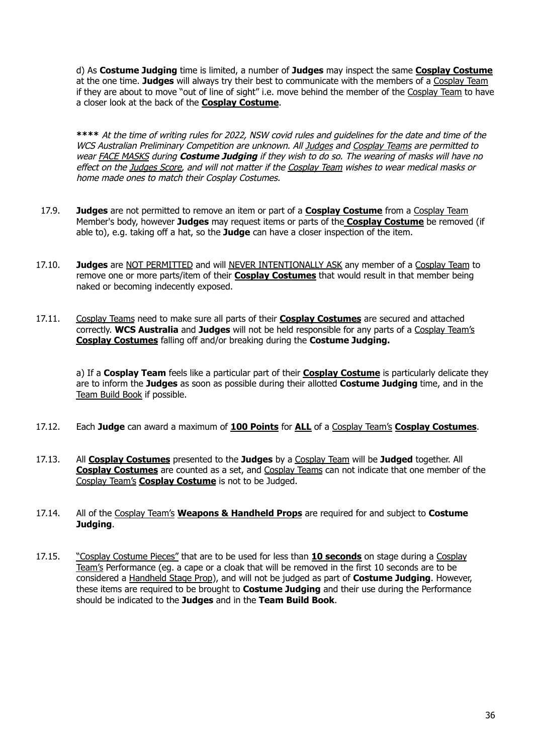d) As **Costume Judging** time is limited, a number of **Judges** may inspect the same **Cosplay Costume** at the one time. **Judges** will always try their best to communicate with the members of a Cosplay Team if they are about to move "out of line of sight" i.e. move behind the member of the Cosplay Team to have a closer look at the back of the **Cosplay Costume**.

**\*\*\*\*** *At the time of writing rules for 2022, NSW covid rules and guidelines for the date and time of the WCS Australian Preliminary Competition are unknown. All Judges and Cosplay Teams are permitted to wear FACE MASKS during **Costume Judging** if they wish to do so. The wearing of masks will have no effect on the Judges Score, and will not matter if the Cosplay Team wishes to wear medical masks or home made ones to match their Cosplay Costumes.*

17.9. **Judges** are not permitted to remove an item or part of a **Cosplay Costume** from a Cosplay Team Member's body, however **Judges** may request items or parts of the **Cosplay Costume** be removed (if able to), e.g. taking off a hat, so the **Judge** can have a closer inspection of the item.

17.10. **Judges** are NOT PERMITTED and will NEVER INTENTIONALLY ASK any member of a Cosplay Team to remove one or more parts/item of their **Cosplay Costumes** that would result in that member being naked or becoming indecently exposed.

17.11. Cosplay Teams need to make sure all parts of their **Cosplay Costumes** are secured and attached correctly. **WCS Australia** and **Judges** will not be held responsible for any parts of a Cosplay Team's **Cosplay Costumes** falling off and/or breaking during the **Costume Judging.**

a) If a **Cosplay Team** feels like a particular part of their **Cosplay Costume** is particularly delicate they are to inform the **Judges** as soon as possible during their allotted **Costume Judging** time, and in the Team Build Book if possible.

17.12. Each **Judge** can award a maximum of **100 Points** for **ALL** of a Cosplay Team's **Cosplay Costumes**.

17.13. All **Cosplay Costumes** presented to the **Judges** by a Cosplay Team will be **Judged** together. All **Cosplay Costumes** are counted as a set, and Cosplay Teams can not indicate that one member of the Cosplay Team's **Cosplay Costume** is not to be Judged.

17.14. All of the Cosplay Team's **Weapons & Handheld Props** are required for and subject to **Costume Judging**.

17.15. "Cosplay Costume Pieces" that are to be used for less than **10 seconds** on stage during a Cosplay Team's Performance (eg. a cape or a cloak that will be removed in the first 10 seconds are to be considered a Handheld Stage Prop), and will not be judged as part of **Costume Judging**. However, these items are required to be brought to **Costume Judging** and their use during the Performance should be indicated to the **Judges** and in the **Team Build Book**.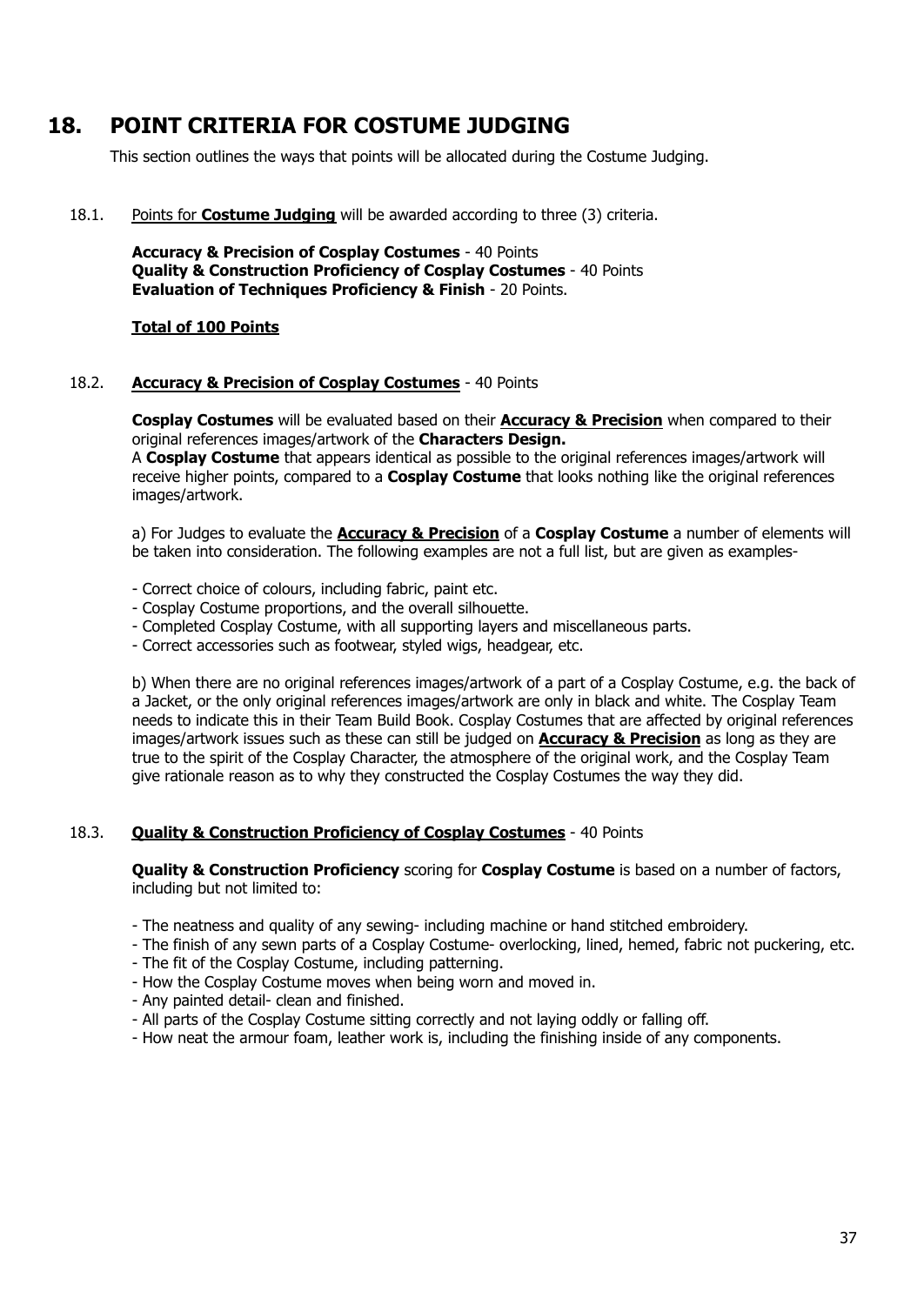## 18. POINT CRITERIA FOR COSTUME JUDGING

This section outlines the ways that points will be allocated during the Costume Judging.

18.1. Points for **Costume Judging** will be awarded according to three (3) criteria.

**Accuracy & Precision of Cosplay Costumes** - 40 Points
**Quality & Construction Proficiency of Cosplay Costumes** - 40 Points
**Evaluation of Techniques Proficiency & Finish** - 20 Points.

**Total of 100 Points**

18.2. **Accuracy & Precision of Cosplay Costumes** - 40 Points

**Cosplay Costumes** will be evaluated based on their **Accuracy & Precision** when compared to their original references images/artwork of the **Characters Design.**
A **Cosplay Costume** that appears identical as possible to the original references images/artwork will receive higher points, compared to a **Cosplay Costume** that looks nothing like the original references images/artwork.

a) For Judges to evaluate the **Accuracy & Precision** of a **Cosplay Costume** a number of elements will be taken into consideration. The following examples are not a full list, but are given as examples-

- Correct choice of colours, including fabric, paint etc.
- Cosplay Costume proportions, and the overall silhouette.
- Completed Cosplay Costume, with all supporting layers and miscellaneous parts.
- Correct accessories such as footwear, styled wigs, headgear, etc.

b) When there are no original references images/artwork of a part of a Cosplay Costume, e.g. the back of a Jacket, or the only original references images/artwork are only in black and white. The Cosplay Team needs to indicate this in their Team Build Book. Cosplay Costumes that are affected by original references images/artwork issues such as these can still be judged on **Accuracy & Precision** as long as they are true to the spirit of the Cosplay Character, the atmosphere of the original work, and the Cosplay Team give rationale reason as to why they constructed the Cosplay Costumes the way they did.

18.3. **Quality & Construction Proficiency of Cosplay Costumes** - 40 Points

**Quality & Construction Proficiency** scoring for **Cosplay Costume** is based on a number of factors, including but not limited to:

- The neatness and quality of any sewing- including machine or hand stitched embroidery.
- The finish of any sewn parts of a Cosplay Costume- overlocking, lined, hemed, fabric not puckering, etc.
- The fit of the Cosplay Costume, including patterning.
- How the Cosplay Costume moves when being worn and moved in.
- Any painted detail- clean and finished.
- All parts of the Cosplay Costume sitting correctly and not laying oddly or falling off.
- How neat the armour foam, leather work is, including the finishing inside of any components.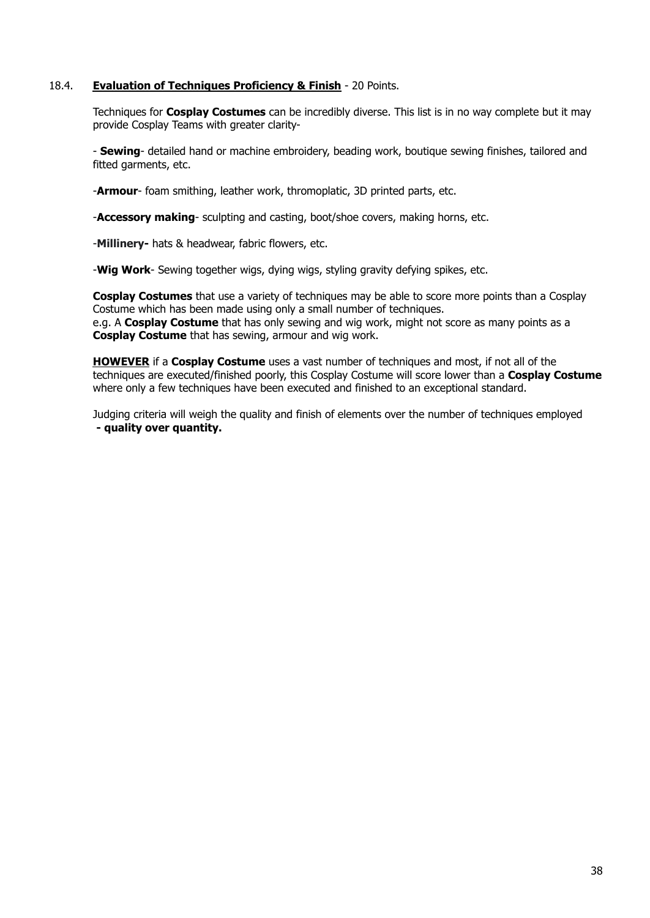18.4. **<u>Evaluation of Techniques Proficiency & Finish</u>** - 20 Points.

Techniques for **Cosplay Costumes** can be incredibly diverse. This list is in no way complete but it may provide Cosplay Teams with greater clarity-

- **Sewing**- detailed hand or machine embroidery, beading work, boutique sewing finishes, tailored and fitted garments, etc.

-**Armour**- foam smithing, leather work, thromoplatic, 3D printed parts, etc.

-**Accessory making**- sculpting and casting, boot/shoe covers, making horns, etc.

-**Millinery-** hats & headwear, fabric flowers, etc.

-**Wig Work**- Sewing together wigs, dying wigs, styling gravity defying spikes, etc.

**Cosplay Costumes** that use a variety of techniques may be able to score more points than a Cosplay Costume which has been made using only a small number of techniques.
e.g. A **Cosplay Costume** that has only sewing and wig work, might not score as many points as a **Cosplay Costume** that has sewing, armour and wig work.

**<u>HOWEVER</u>** if a **Cosplay Costume** uses a vast number of techniques and most, if not all of the techniques are executed/finished poorly, this Cosplay Costume will score lower than a **Cosplay Costume** where only a few techniques have been executed and finished to an exceptional standard.

Judging criteria will weigh the quality and finish of elements over the number of techniques employed **- quality over quantity.**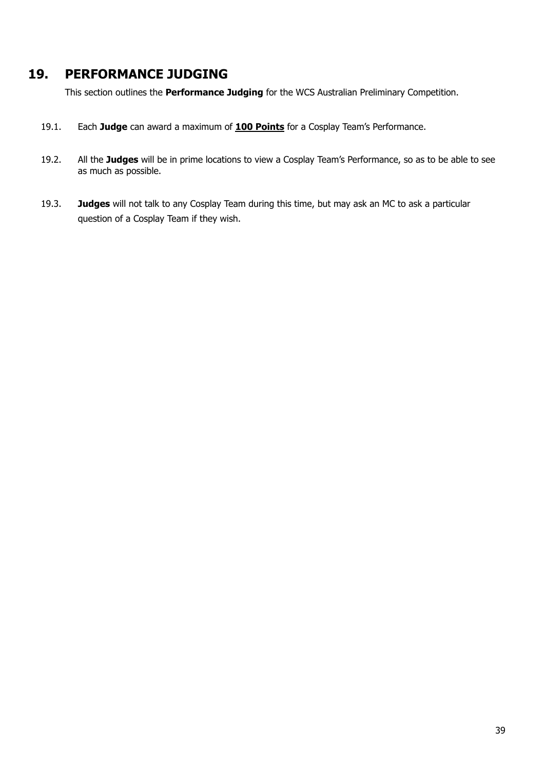# 19. PERFORMANCE JUDGING

This section outlines the **Performance Judging** for the WCS Australian Preliminary Competition.

19.1. Each **Judge** can award a maximum of **<u>100 Points</u>** for a Cosplay Team's Performance.

19.2. All the **Judges** will be in prime locations to view a Cosplay Team's Performance, so as to be able to see as much as possible.

19.3. **Judges** will not talk to any Cosplay Team during this time, but may ask an MC to ask a particular question of a Cosplay Team if they wish.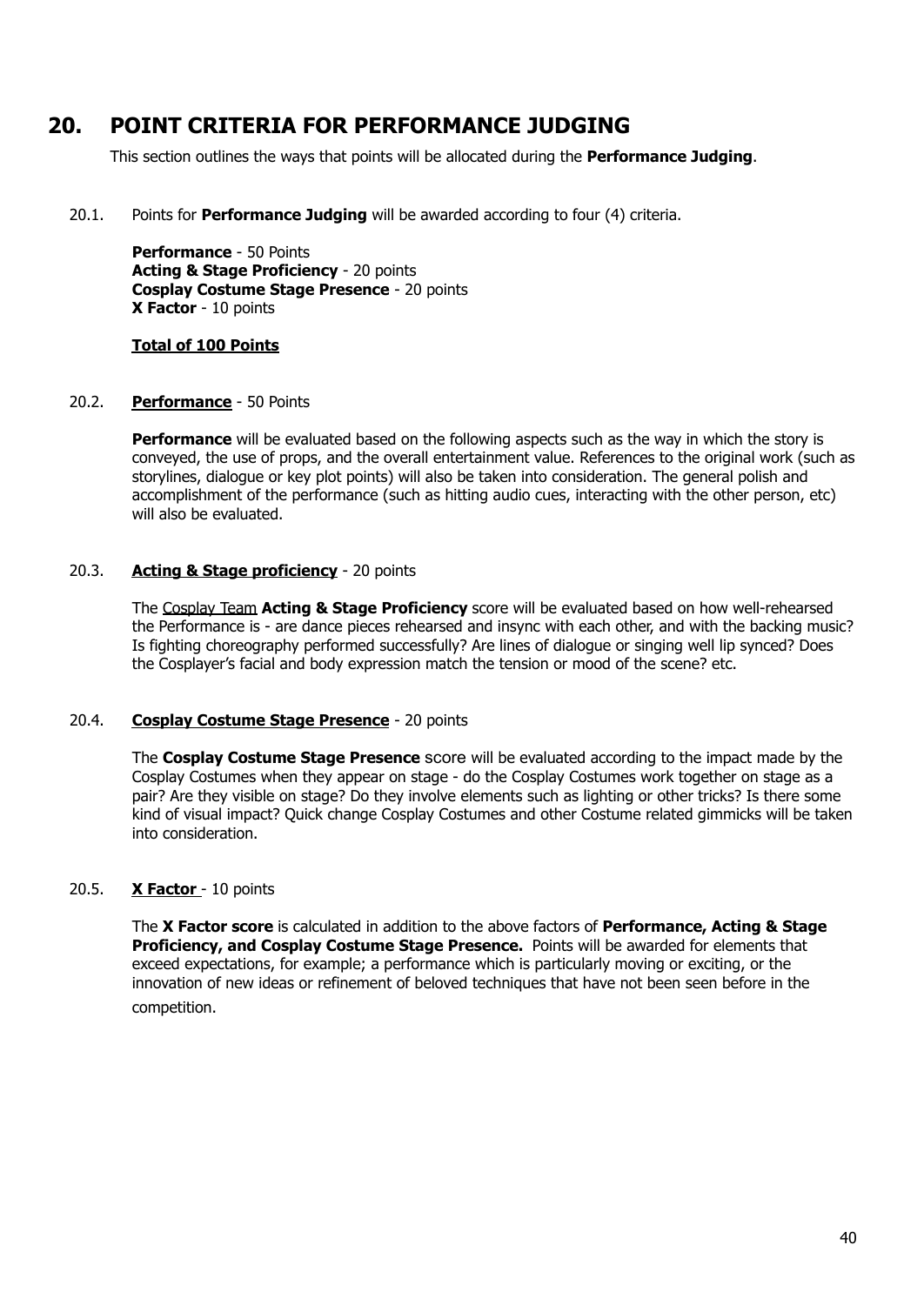## 20. POINT CRITERIA FOR PERFORMANCE JUDGING

This section outlines the ways that points will be allocated during the **Performance Judging**.

20.1. Points for **Performance Judging** will be awarded according to four (4) criteria.

**Performance** - 50 Points
**Acting & Stage Proficiency** - 20 points
**Cosplay Costume Stage Presence** - 20 points
**X Factor** - 10 points

**Total of 100 Points**

20.2. **Performance** - 50 Points

**Performance** will be evaluated based on the following aspects such as the way in which the story is conveyed, the use of props, and the overall entertainment value. References to the original work (such as storylines, dialogue or key plot points) will also be taken into consideration. The general polish and accomplishment of the performance (such as hitting audio cues, interacting with the other person, etc) will also be evaluated.

20.3. **Acting & Stage proficiency** - 20 points

The Cosplay Team **Acting & Stage Proficiency** score will be evaluated based on how well-rehearsed the Performance is - are dance pieces rehearsed and insync with each other, and with the backing music? Is fighting choreography performed successfully? Are lines of dialogue or singing well lip synced? Does the Cosplayer's facial and body expression match the tension or mood of the scene? etc.

20.4. **Cosplay Costume Stage Presence** - 20 points

The **Cosplay Costume Stage Presence** score will be evaluated according to the impact made by the Cosplay Costumes when they appear on stage - do the Cosplay Costumes work together on stage as a pair? Are they visible on stage? Do they involve elements such as lighting or other tricks? Is there some kind of visual impact? Quick change Cosplay Costumes and other Costume related gimmicks will be taken into consideration.

20.5. **X Factor** - 10 points

The **X Factor score** is calculated in addition to the above factors of **Performance, Acting & Stage Proficiency, and Cosplay Costume Stage Presence.** Points will be awarded for elements that exceed expectations, for example; a performance which is particularly moving or exciting, or the innovation of new ideas or refinement of beloved techniques that have not been seen before in the competition.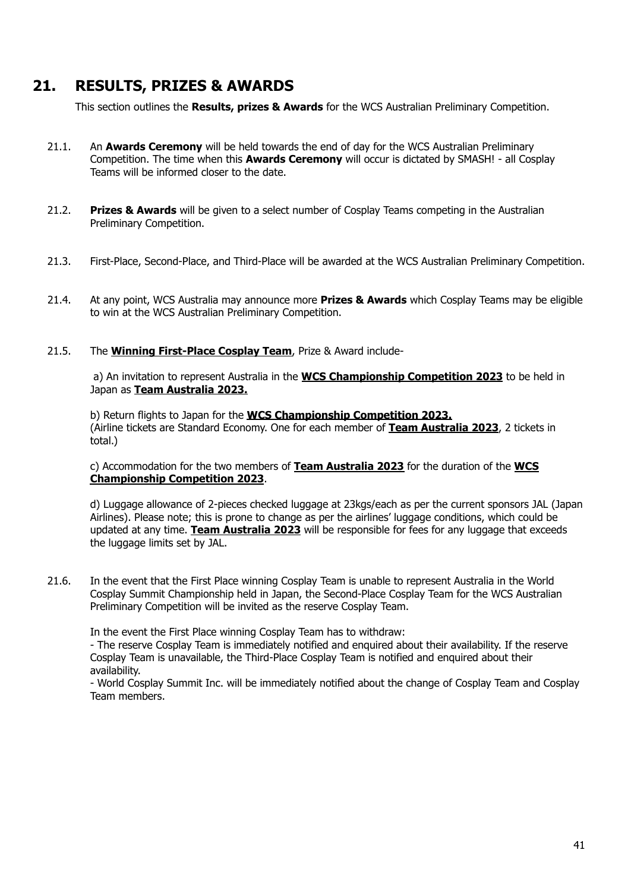## 21. RESULTS, PRIZES & AWARDS

This section outlines the **Results, prizes & Awards** for the WCS Australian Preliminary Competition.

21.1. An **Awards Ceremony** will be held towards the end of day for the WCS Australian Preliminary Competition. The time when this **Awards Ceremony** will occur is dictated by SMASH! - all Cosplay Teams will be informed closer to the date.

21.2. **Prizes & Awards** will be given to a select number of Cosplay Teams competing in the Australian Preliminary Competition.

21.3. First-Place, Second-Place, and Third-Place will be awarded at the WCS Australian Preliminary Competition.

21.4. At any point, WCS Australia may announce more **Prizes & Awards** which Cosplay Teams may be eligible to win at the WCS Australian Preliminary Competition.

21.5. The **Winning First-Place Cosplay Team**, Prize & Award include-

a) An invitation to represent Australia in the **WCS Championship Competition 2023** to be held in Japan as **Team Australia 2023.**

b) Return flights to Japan for the **WCS Championship Competition 2023.**
(Airline tickets are Standard Economy. One for each member of **Team Australia 2023**, 2 tickets in total.)

c) Accommodation for the two members of **Team Australia 2023** for the duration of the **WCS Championship Competition 2023**.

d) Luggage allowance of 2-pieces checked luggage at 23kgs/each as per the current sponsors JAL (Japan Airlines). Please note; this is prone to change as per the airlines' luggage conditions, which could be updated at any time. **Team Australia 2023** will be responsible for fees for any luggage that exceeds the luggage limits set by JAL.

21.6. In the event that the First Place winning Cosplay Team is unable to represent Australia in the World Cosplay Summit Championship held in Japan, the Second-Place Cosplay Team for the WCS Australian Preliminary Competition will be invited as the reserve Cosplay Team.

In the event the First Place winning Cosplay Team has to withdraw:
- The reserve Cosplay Team is immediately notified and enquired about their availability. If the reserve Cosplay Team is unavailable, the Third-Place Cosplay Team is notified and enquired about their availability.
- World Cosplay Summit Inc. will be immediately notified about the change of Cosplay Team and Cosplay Team members.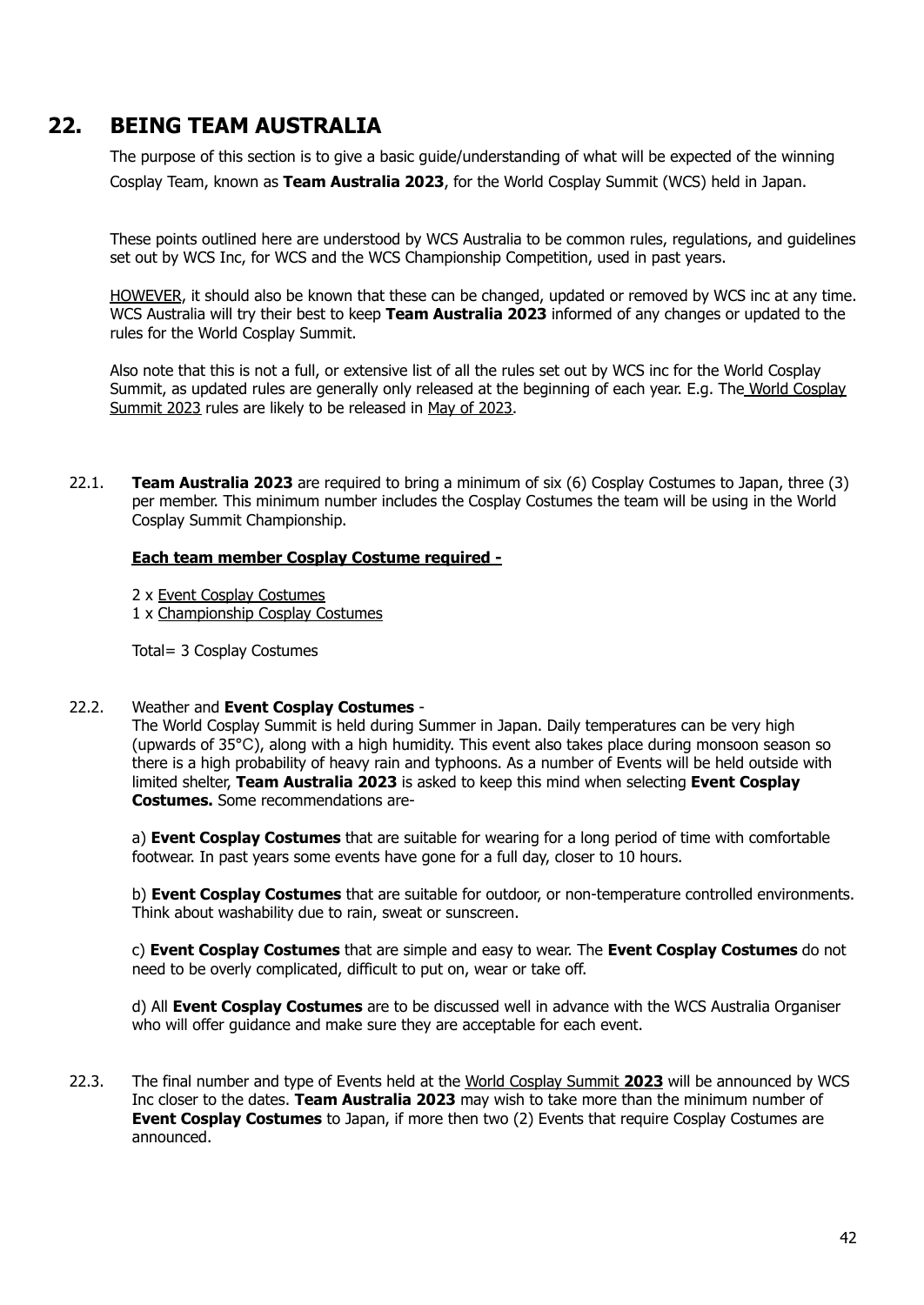## 22. BEING TEAM AUSTRALIA

The purpose of this section is to give a basic guide/understanding of what will be expected of the winning Cosplay Team, known as **Team Australia 2023**, for the World Cosplay Summit (WCS) held in Japan.

These points outlined here are understood by WCS Australia to be common rules, regulations, and guidelines set out by WCS Inc, for WCS and the WCS Championship Competition, used in past years.

<u>HOWEVER</u>, it should also be known that these can be changed, updated or removed by WCS inc at any time. WCS Australia will try their best to keep **Team Australia 2023** informed of any changes or updated to the rules for the World Cosplay Summit.

Also note that this is not a full, or extensive list of all the rules set out by WCS inc for the World Cosplay Summit, as updated rules are generally only released at the beginning of each year. E.g. The <u>World Cosplay Summit 2023</u> rules are likely to be released in <u>May of 2023</u>.

22.1. **Team Australia 2023** are required to bring a minimum of six (6) Cosplay Costumes to Japan, three (3) per member. This minimum number includes the Cosplay Costumes the team will be using in the World Cosplay Summit Championship.

**<u>Each team member Cosplay Costume required -</u>**

2 x <u>Event Cosplay Costumes</u>
1 x <u>Championship Cosplay Costumes</u>

Total= 3 Cosplay Costumes

22.2. Weather and **Event Cosplay Costumes** -
The World Cosplay Summit is held during Summer in Japan. Daily temperatures can be very high (upwards of 35°C), along with a high humidity. This event also takes place during monsoon season so there is a high probability of heavy rain and typhoons. As a number of Events will be held outside with limited shelter, **Team Australia 2023** is asked to keep this mind when selecting **Event Cosplay Costumes.** Some recommendations are-

a) **Event Cosplay Costumes** that are suitable for wearing for a long period of time with comfortable footwear. In past years some events have gone for a full day, closer to 10 hours.

b) **Event Cosplay Costumes** that are suitable for outdoor, or non-temperature controlled environments. Think about washability due to rain, sweat or sunscreen.

c) **Event Cosplay Costumes** that are simple and easy to wear. The **Event Cosplay Costumes** do not need to be overly complicated, difficult to put on, wear or take off.

d) All **Event Cosplay Costumes** are to be discussed well in advance with the WCS Australia Organiser who will offer guidance and make sure they are acceptable for each event.

22.3. The final number and type of Events held at the <u>World Cosplay Summit **2023**</u> will be announced by WCS Inc closer to the dates. **Team Australia 2023** may wish to take more than the minimum number of **Event Cosplay Costumes** to Japan, if more then two (2) Events that require Cosplay Costumes are announced.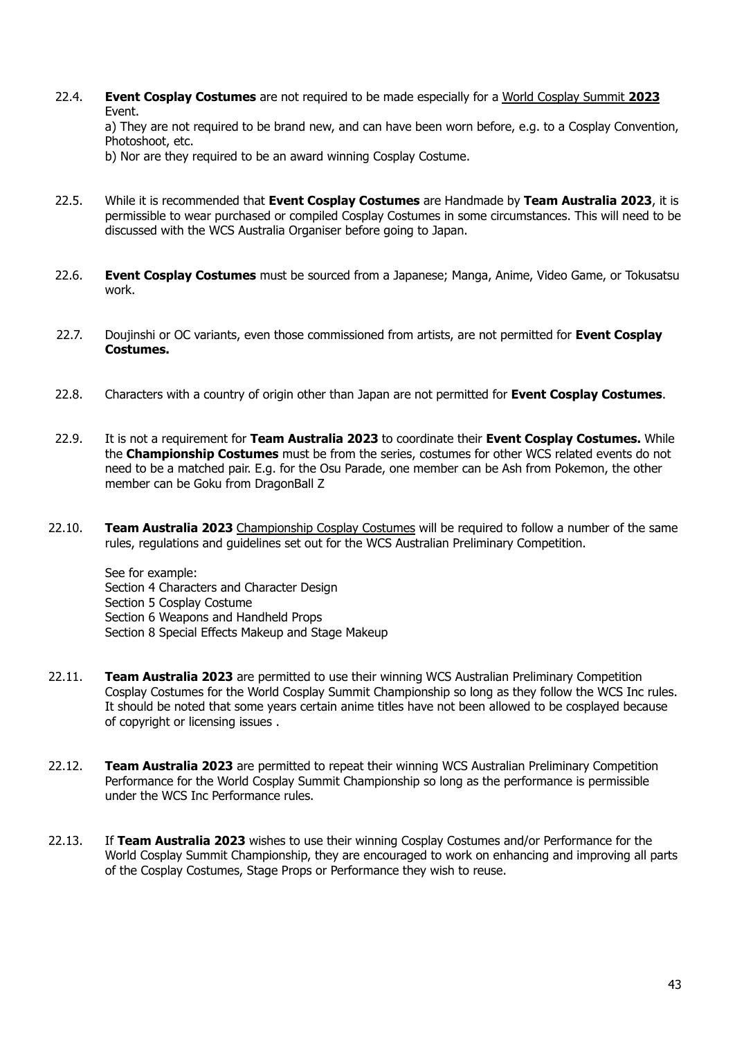22.4. **Event Cosplay Costumes** are not required to be made especially for a World Cosplay Summit **2023** Event.

a) They are not required to be brand new, and can have been worn before, e.g. to a Cosplay Convention, Photoshoot, etc.

b) Nor are they required to be an award winning Cosplay Costume.

22.5. While it is recommended that **Event Cosplay Costumes** are Handmade by **Team Australia 2023**, it is permissible to wear purchased or compiled Cosplay Costumes in some circumstances. This will need to be discussed with the WCS Australia Organiser before going to Japan.

22.6. **Event Cosplay Costumes** must be sourced from a Japanese; Manga, Anime, Video Game, or Tokusatsu work.

22.7. Doujinshi or OC variants, even those commissioned from artists, are not permitted for **Event Cosplay Costumes.**

22.8. Characters with a country of origin other than Japan are not permitted for **Event Cosplay Costumes**.

22.9. It is not a requirement for **Team Australia 2023** to coordinate their **Event Cosplay Costumes.** While the **Championship Costumes** must be from the series, costumes for other WCS related events do not need to be a matched pair. E.g. for the Osu Parade, one member can be Ash from Pokemon, the other member can be Goku from DragonBall Z

22.10. **Team Australia 2023** Championship Cosplay Costumes will be required to follow a number of the same rules, regulations and guidelines set out for the WCS Australian Preliminary Competition.

See for example:
Section 4 Characters and Character Design
Section 5 Cosplay Costume
Section 6 Weapons and Handheld Props
Section 8 Special Effects Makeup and Stage Makeup

22.11. **Team Australia 2023** are permitted to use their winning WCS Australian Preliminary Competition Cosplay Costumes for the World Cosplay Summit Championship so long as they follow the WCS Inc rules. It should be noted that some years certain anime titles have not been allowed to be cosplayed because of copyright or licensing issues .

22.12. **Team Australia 2023** are permitted to repeat their winning WCS Australian Preliminary Competition Performance for the World Cosplay Summit Championship so long as the performance is permissible under the WCS Inc Performance rules.

22.13. If **Team Australia 2023** wishes to use their winning Cosplay Costumes and/or Performance for the World Cosplay Summit Championship, they are encouraged to work on enhancing and improving all parts of the Cosplay Costumes, Stage Props or Performance they wish to reuse.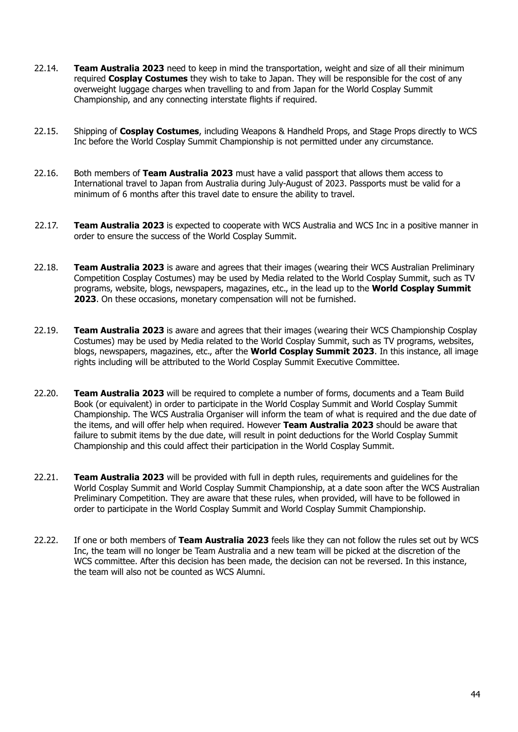22.14. **Team Australia 2023** need to keep in mind the transportation, weight and size of all their minimum required **Cosplay Costumes** they wish to take to Japan. They will be responsible for the cost of any overweight luggage charges when travelling to and from Japan for the World Cosplay Summit Championship, and any connecting interstate flights if required.

22.15. Shipping of **Cosplay Costumes**, including Weapons & Handheld Props, and Stage Props directly to WCS Inc before the World Cosplay Summit Championship is not permitted under any circumstance.

22.16. Both members of **Team Australia 2023** must have a valid passport that allows them access to International travel to Japan from Australia during July-August of 2023. Passports must be valid for a minimum of 6 months after this travel date to ensure the ability to travel.

22.17. **Team Australia 2023** is expected to cooperate with WCS Australia and WCS Inc in a positive manner in order to ensure the success of the World Cosplay Summit.

22.18. **Team Australia 2023** is aware and agrees that their images (wearing their WCS Australian Preliminary Competition Cosplay Costumes) may be used by Media related to the World Cosplay Summit, such as TV programs, website, blogs, newspapers, magazines, etc., in the lead up to the **World Cosplay Summit 2023**. On these occasions, monetary compensation will not be furnished.

22.19. **Team Australia 2023** is aware and agrees that their images (wearing their WCS Championship Cosplay Costumes) may be used by Media related to the World Cosplay Summit, such as TV programs, websites, blogs, newspapers, magazines, etc., after the **World Cosplay Summit 2023**. In this instance, all image rights including will be attributed to the World Cosplay Summit Executive Committee.

22.20. **Team Australia 2023** will be required to complete a number of forms, documents and a Team Build Book (or equivalent) in order to participate in the World Cosplay Summit and World Cosplay Summit Championship. The WCS Australia Organiser will inform the team of what is required and the due date of the items, and will offer help when required. However **Team Australia 2023** should be aware that failure to submit items by the due date, will result in point deductions for the World Cosplay Summit Championship and this could affect their participation in the World Cosplay Summit.

22.21. **Team Australia 2023** will be provided with full in depth rules, requirements and guidelines for the World Cosplay Summit and World Cosplay Summit Championship, at a date soon after the WCS Australian Preliminary Competition. They are aware that these rules, when provided, will have to be followed in order to participate in the World Cosplay Summit and World Cosplay Summit Championship.

22.22. If one or both members of **Team Australia 2023** feels like they can not follow the rules set out by WCS Inc, the team will no longer be Team Australia and a new team will be picked at the discretion of the WCS committee. After this decision has been made, the decision can not be reversed. In this instance, the team will also not be counted as WCS Alumni.